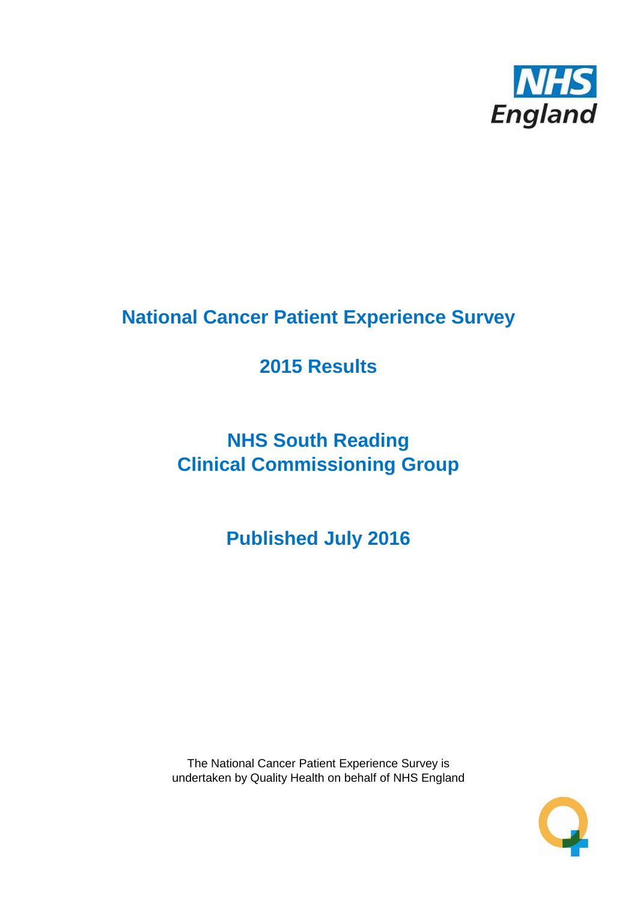NHS England

# National Cancer Patient Experience Survey

## 2015 Results

## NHS South Reading Clinical Commissioning Group

## Published July 2016

The National Cancer Patient Experience Survey is undertaken by Quality Health on behalf of NHS England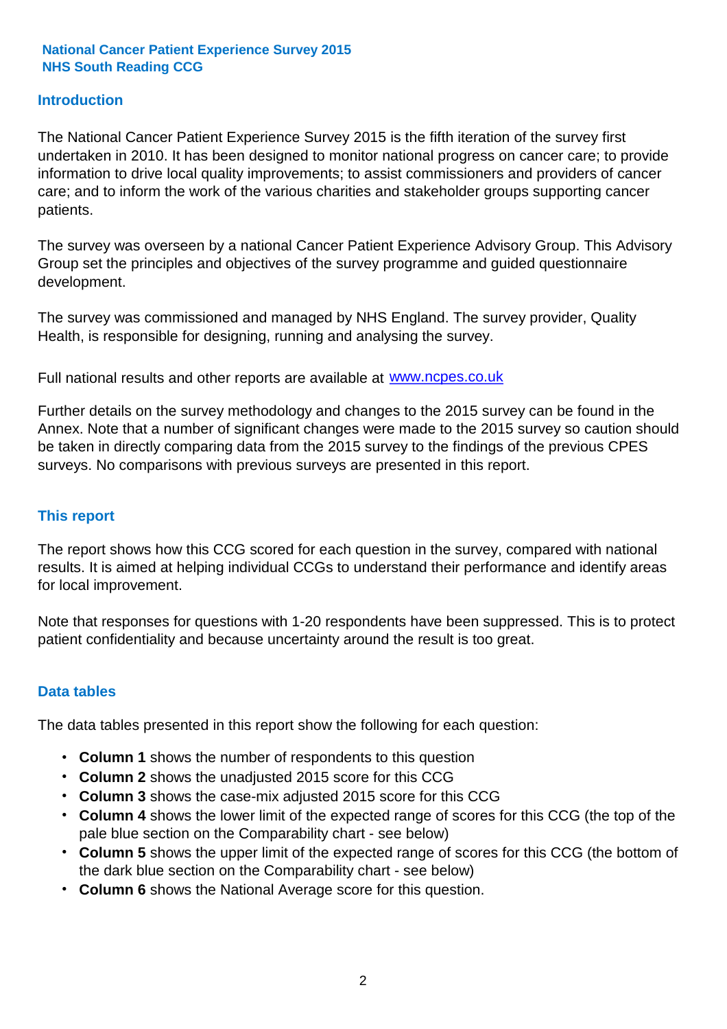**National Cancer Patient Experience Survey 2015**
**NHS South Reading CCG**

## Introduction

The National Cancer Patient Experience Survey 2015 is the fifth iteration of the survey first undertaken in 2010. It has been designed to monitor national progress on cancer care; to provide information to drive local quality improvements; to assist commissioners and providers of cancer care; and to inform the work of the various charities and stakeholder groups supporting cancer patients.

The survey was overseen by a national Cancer Patient Experience Advisory Group. This Advisory Group set the principles and objectives of the survey programme and guided questionnaire development.

The survey was commissioned and managed by NHS England. The survey provider, Quality Health, is responsible for designing, running and analysing the survey.

Full national results and other reports are available at www.ncpes.co.uk

Further details on the survey methodology and changes to the 2015 survey can be found in the Annex. Note that a number of significant changes were made to the 2015 survey so caution should be taken in directly comparing data from the 2015 survey to the findings of the previous CPES surveys. No comparisons with previous surveys are presented in this report.

## This report

The report shows how this CCG scored for each question in the survey, compared with national results. It is aimed at helping individual CCGs to understand their performance and identify areas for local improvement.

Note that responses for questions with 1-20 respondents have been suppressed. This is to protect patient confidentiality and because uncertainty around the result is too great.

## Data tables

The data tables presented in this report show the following for each question:

- **Column 1** shows the number of respondents to this question
- **Column 2** shows the unadjusted 2015 score for this CCG
- **Column 3** shows the case-mix adjusted 2015 score for this CCG
- **Column 4** shows the lower limit of the expected range of scores for this CCG (the top of the pale blue section on the Comparability chart - see below)
- **Column 5** shows the upper limit of the expected range of scores for this CCG (the bottom of the dark blue section on the Comparability chart - see below)
- **Column 6** shows the National Average score for this question.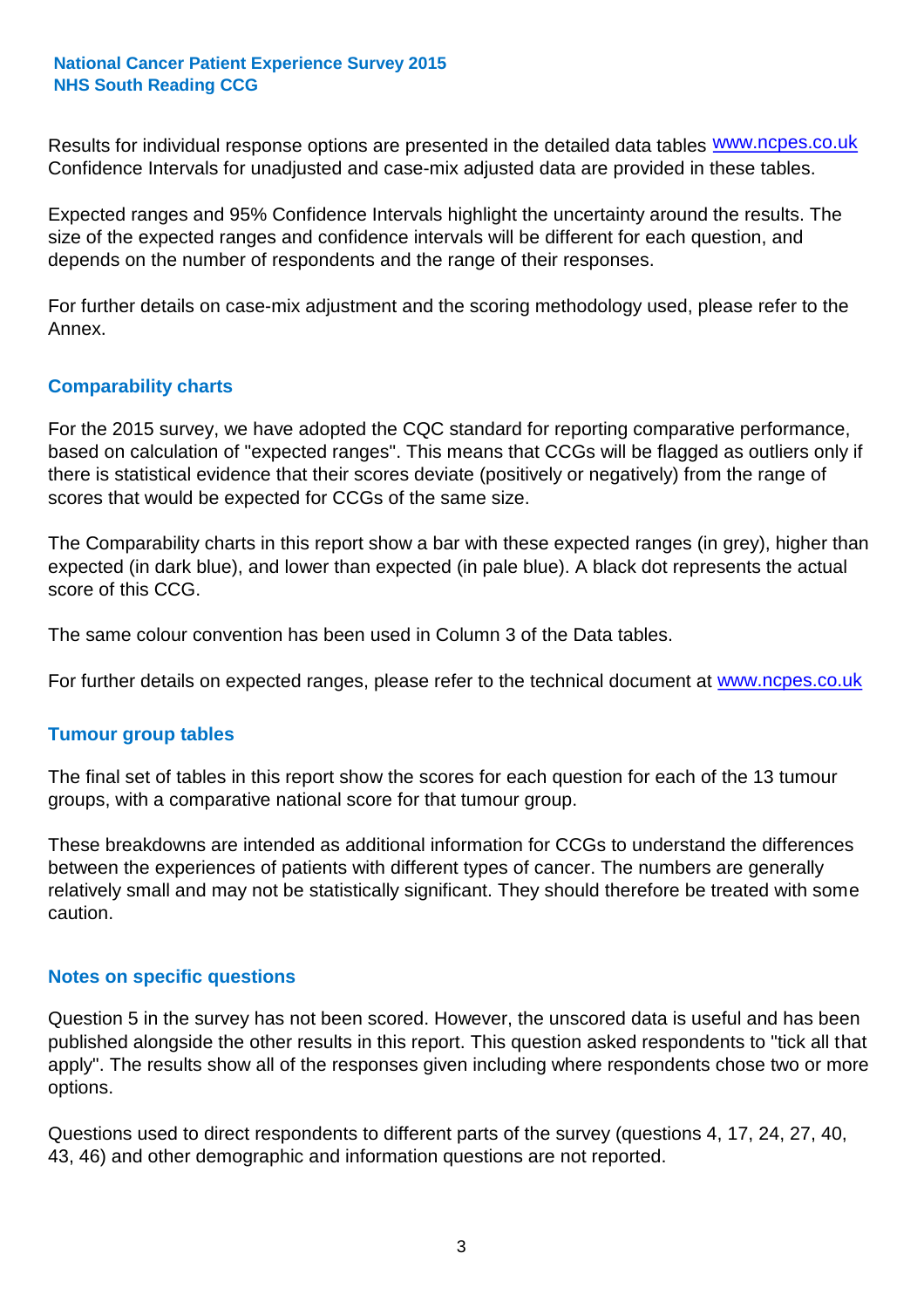Results for individual response options are presented in the detailed data tables www.ncpes.co.uk Confidence Intervals for unadjusted and case-mix adjusted data are provided in these tables.

Expected ranges and 95% Confidence Intervals highlight the uncertainty around the results. The size of the expected ranges and confidence intervals will be different for each question, and depends on the number of respondents and the range of their responses.

For further details on case-mix adjustment and the scoring methodology used, please refer to the Annex.

## Comparability charts

For the 2015 survey, we have adopted the CQC standard for reporting comparative performance, based on calculation of "expected ranges". This means that CCGs will be flagged as outliers only if there is statistical evidence that their scores deviate (positively or negatively) from the range of scores that would be expected for CCGs of the same size.

The Comparability charts in this report show a bar with these expected ranges (in grey), higher than expected (in dark blue), and lower than expected (in pale blue). A black dot represents the actual score of this CCG.

The same colour convention has been used in Column 3 of the Data tables.

For further details on expected ranges, please refer to the technical document at www.ncpes.co.uk

## Tumour group tables

The final set of tables in this report show the scores for each question for each of the 13 tumour groups, with a comparative national score for that tumour group.

These breakdowns are intended as additional information for CCGs to understand the differences between the experiences of patients with different types of cancer. The numbers are generally relatively small and may not be statistically significant. They should therefore be treated with some caution.

## Notes on specific questions

Question 5 in the survey has not been scored. However, the unscored data is useful and has been published alongside the other results in this report. This question asked respondents to "tick all that apply". The results show all of the responses given including where respondents chose two or more options.

Questions used to direct respondents to different parts of the survey (questions 4, 17, 24, 27, 40, 43, 46) and other demographic and information questions are not reported.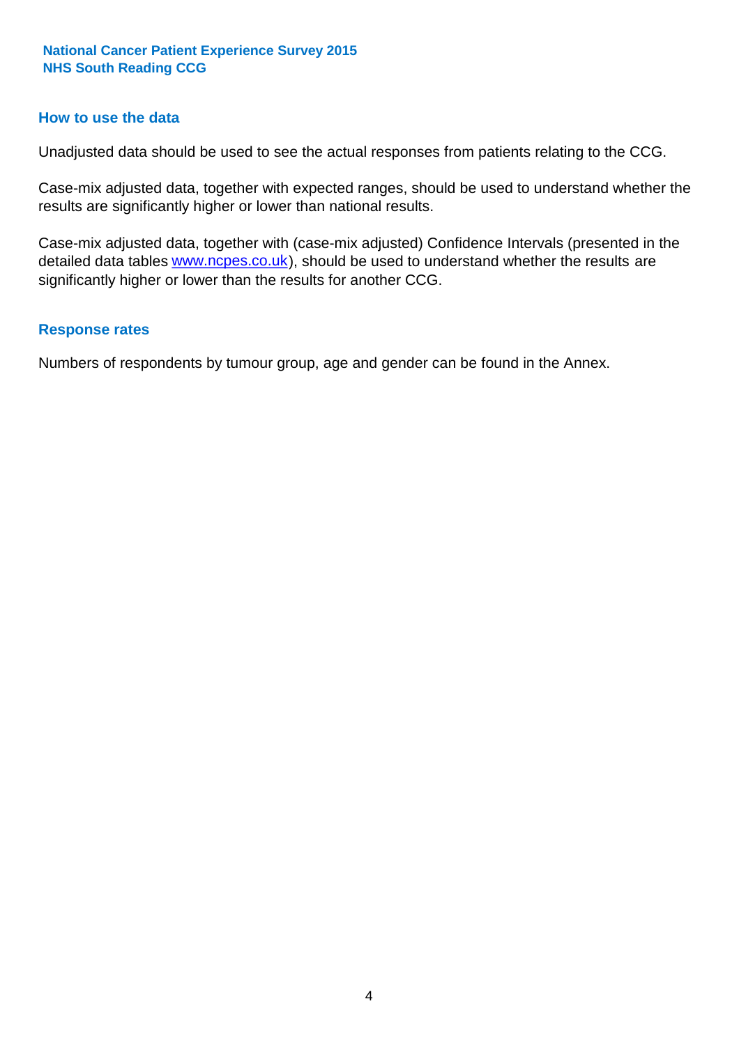## How to use the data

Unadjusted data should be used to see the actual responses from patients relating to the CCG.

Case-mix adjusted data, together with expected ranges, should be used to understand whether the results are significantly higher or lower than national results.

Case-mix adjusted data, together with (case-mix adjusted) Confidence Intervals (presented in the detailed data tables [www.ncpes.co.uk](http://www.ncpes.co.uk)), should be used to understand whether the results are significantly higher or lower than the results for another CCG.

## Response rates

Numbers of respondents by tumour group, age and gender can be found in the Annex.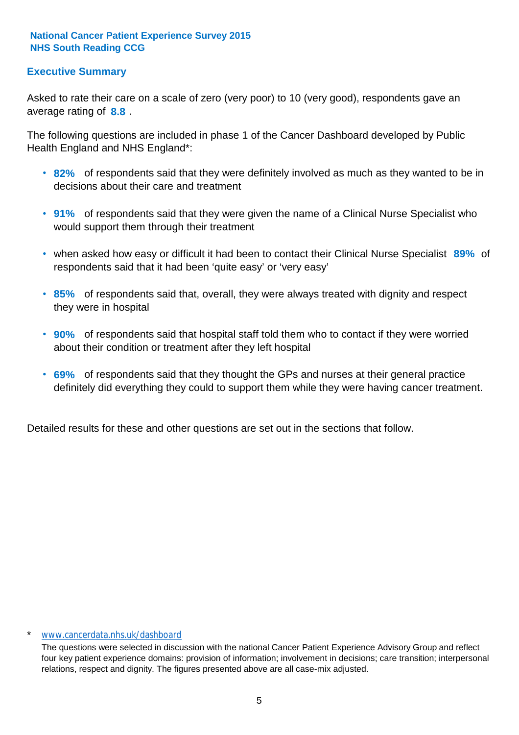**National Cancer Patient Experience Survey 2015**
**NHS South Reading CCG**

## Executive Summary

Asked to rate their care on a scale of zero (very poor) to 10 (very good), respondents gave an average rating of **8.8** .

The following questions are included in phase 1 of the Cancer Dashboard developed by Public Health England and NHS England*:

- **82%** of respondents said that they were definitely involved as much as they wanted to be in decisions about their care and treatment
- **91%** of respondents said that they were given the name of a Clinical Nurse Specialist who would support them through their treatment
- when asked how easy or difficult it had been to contact their Clinical Nurse Specialist **89%** of respondents said that it had been 'quite easy' or 'very easy'
- **85%** of respondents said that, overall, they were always treated with dignity and respect they were in hospital
- **90%** of respondents said that hospital staff told them who to contact if they were worried about their condition or treatment after they left hospital
- **69%** of respondents said that they thought the GPs and nurses at their general practice definitely did everything they could to support them while they were having cancer treatment.

Detailed results for these and other questions are set out in the sections that follow.

\* www.cancerdata.nhs.uk/dashboard

The questions were selected in discussion with the national Cancer Patient Experience Advisory Group and reflect four key patient experience domains: provision of information; involvement in decisions; care transition; interpersonal relations, respect and dignity. The figures presented above are all case-mix adjusted.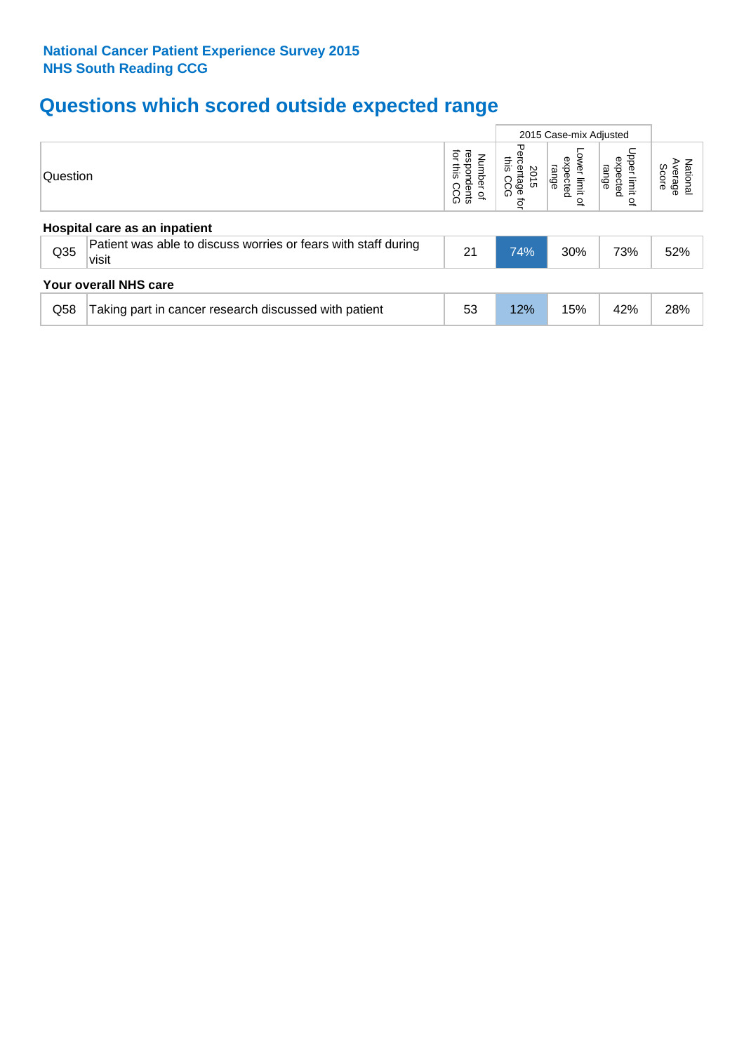**National Cancer Patient Experience Survey 2015**
**NHS South Reading CCG**

## Questions which scored outside expected range

| Question | | Number of respondents for this CCG | 2015 Case-mix Adjusted | | | National Average Score |
|---|---|---|---|---|---|---|
| | | | 2015 Percentage for this CCG | Lower limit of expected range | Upper limit of expected range | |
| **Hospital care as an inpatient** | | | | | | |
| Q35 | Patient was able to discuss worries or fears with staff during visit | 21 | 74% | 30% | 73% | 52% |
| **Your overall NHS care** | | | | | | |
| Q58 | Taking part in cancer research discussed with patient | 53 | 12% | 15% | 42% | 28% |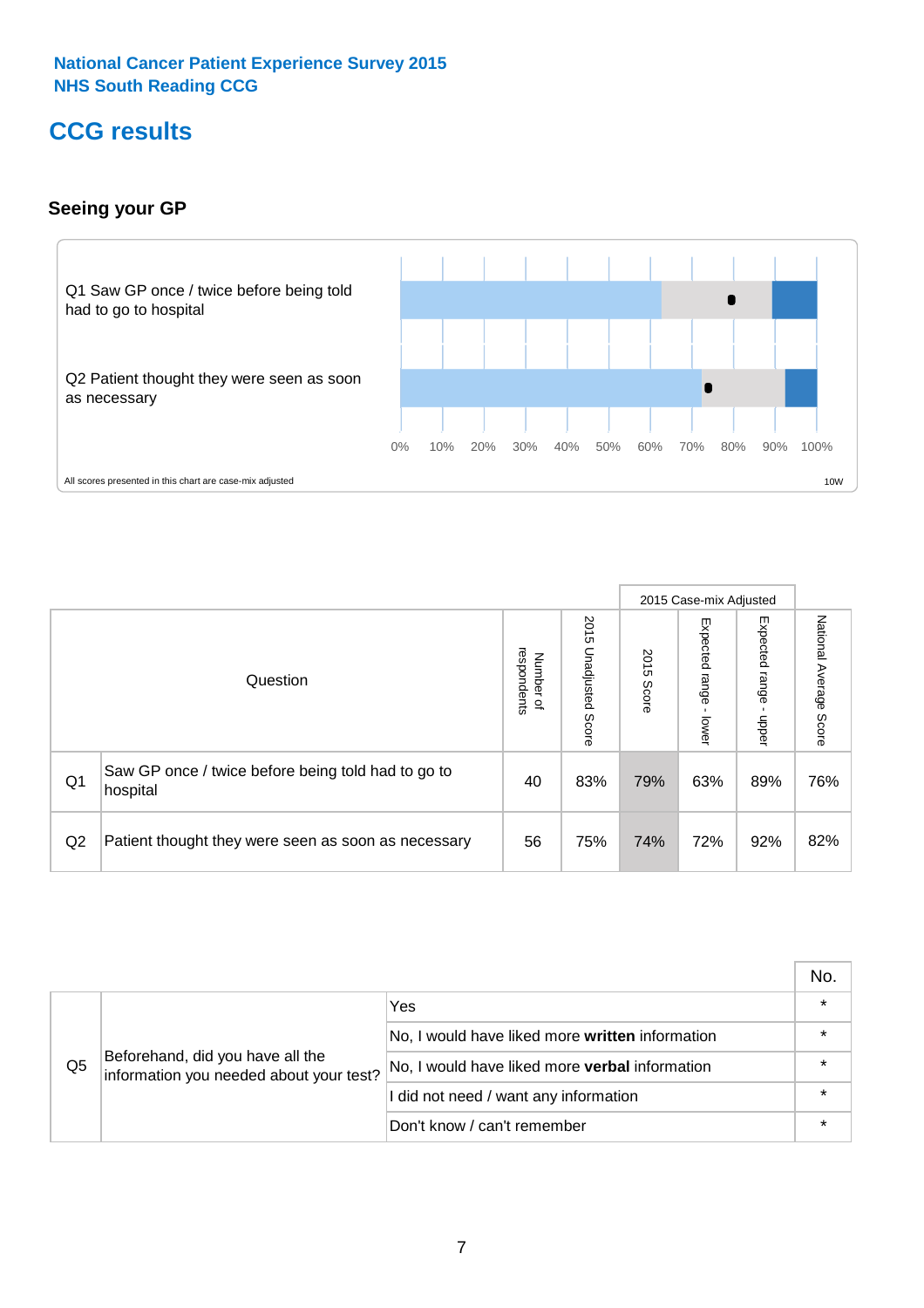National Cancer Patient Experience Survey 2015
NHS South Reading CCG

# CCG results

## Seeing your GP

Q1 Saw GP once / twice before being told had to go to hospital

Q2 Patient thought they were seen as soon as necessary

0% 10% 20% 30% 40% 50% 60% 70% 80% 90% 100%

All scores presented in this chart are case-mix adjusted

10W

| | Question | Number of respondents | 2015 Unadjusted Score | 2015 Case-mix Adjusted | | | National Average Score |
|---|---|---|---|---|---|---|---|
| | | | | 2015 Score | Expected range - lower | Expected range - upper | |
| Q1 | Saw GP once / twice before being told had to go to hospital | 40 | 83% | 79% | 63% | 89% | 76% |
| Q2 | Patient thought they were seen as soon as necessary | 56 | 75% | 74% | 72% | 92% | 82% |

| | | | No. |
|---|---|---|---|
| Q5 | Beforehand, did you have all the information you needed about your test? | Yes | * |
| | | No, I would have liked more **written** information | * |
| | | No, I would have liked more **verbal** information | * |
| | | I did not need / want any information | * |
| | | Don't know / can't remember | * |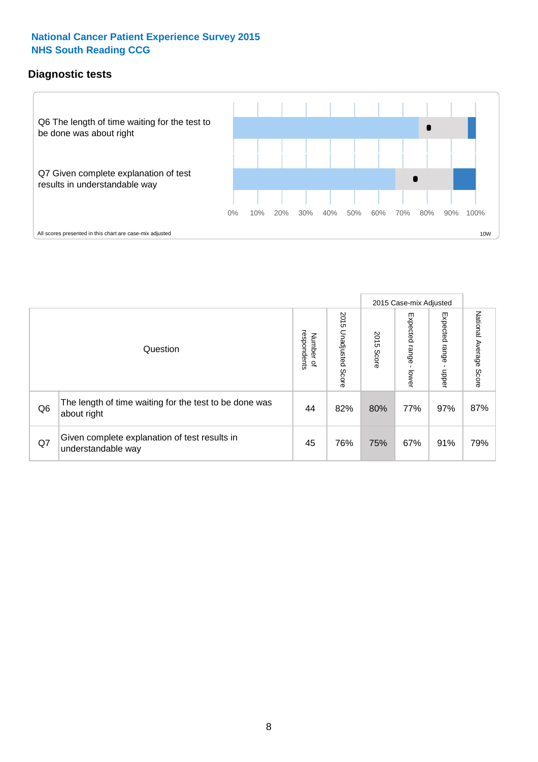**National Cancer Patient Experience Survey 2015**
**NHS South Reading CCG**

## Diagnostic tests

Q6 The length of time waiting for the test to be done was about right

Q7 Given complete explanation of test results in understandable way

0% 10% 20% 30% 40% 50% 60% 70% 80% 90% 100%

All scores presented in this chart are case-mix adjusted

10W

| | Question | Number of respondents | 2015 Unadjusted Score | 2015 Case-mix Adjusted: 2015 Score | 2015 Case-mix Adjusted: Expected range - lower | 2015 Case-mix Adjusted: Expected range - upper | National Average Score |
|---|---|---|---|---|---|---|---|
| Q6 | The length of time waiting for the test to be done was about right | 44 | 82% | 80% | 77% | 97% | 87% |
| Q7 | Given complete explanation of test results in understandable way | 45 | 76% | 75% | 67% | 91% | 79% |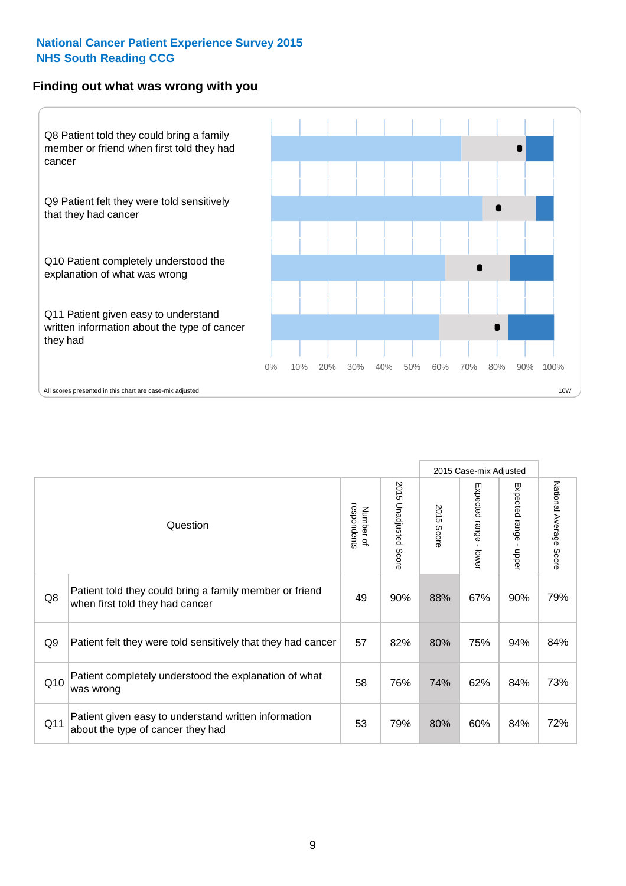**National Cancer Patient Experience Survey 2015**
**NHS South Reading CCG**

## Finding out what was wrong with you

Q8 Patient told they could bring a family member or friend when first told they had cancer

Q9 Patient felt they were told sensitively that they had cancer

Q10 Patient completely understood the explanation of what was wrong

Q11 Patient given easy to understand written information about the type of cancer they had

0% 10% 20% 30% 40% 50% 60% 70% 80% 90% 100%

All scores presented in this chart are case-mix adjusted

10W

| | Question | Number of respondents | 2015 Unadjusted Score | 2015 Case-mix Adjusted | | | National Average Score |
|---|---|---|---|---|---|---|---|
| | | | | 2015 Score | Expected range - lower | Expected range - upper | |
| Q8 | Patient told they could bring a family member or friend when first told they had cancer | 49 | 90% | 88% | 67% | 90% | 79% |
| Q9 | Patient felt they were told sensitively that they had cancer | 57 | 82% | 80% | 75% | 94% | 84% |
| Q10 | Patient completely understood the explanation of what was wrong | 58 | 76% | 74% | 62% | 84% | 73% |
| Q11 | Patient given easy to understand written information about the type of cancer they had | 53 | 79% | 80% | 60% | 84% | 72% |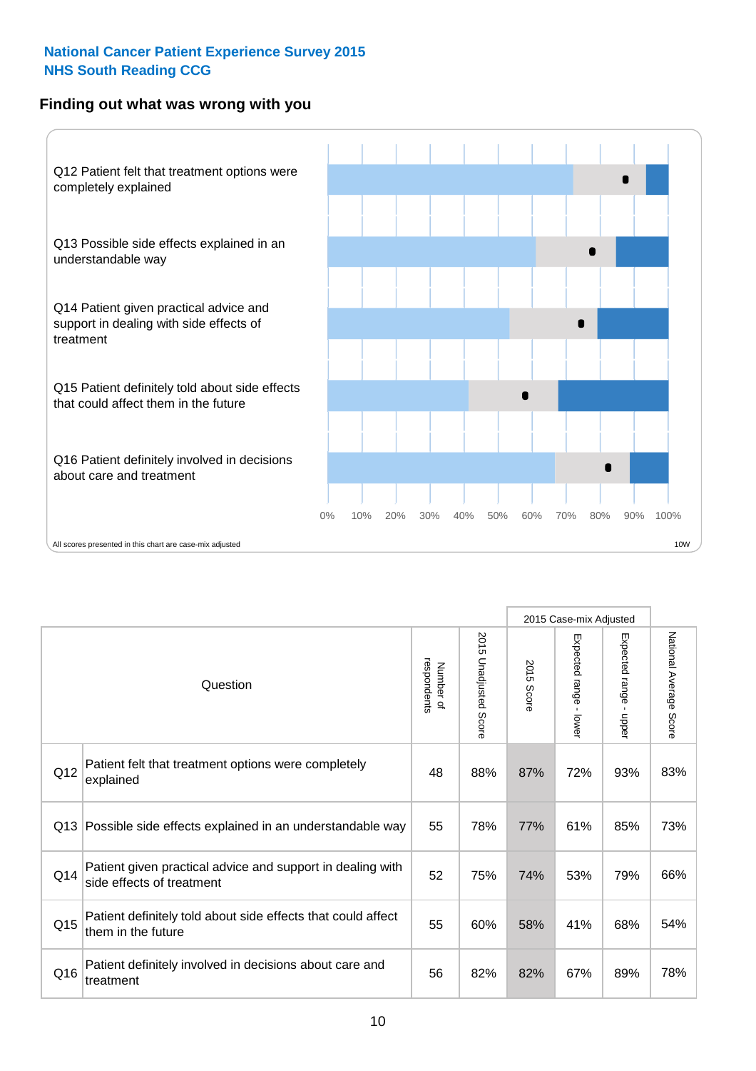National Cancer Patient Experience Survey 2015
NHS South Reading CCG

## Finding out what was wrong with you

Q12 Patient felt that treatment options were completely explained

Q13 Possible side effects explained in an understandable way

Q14 Patient given practical advice and support in dealing with side effects of treatment

Q15 Patient definitely told about side effects that could affect them in the future

Q16 Patient definitely involved in decisions about care and treatment

0% 10% 20% 30% 40% 50% 60% 70% 80% 90% 100%

All scores presented in this chart are case-mix adjusted

10W

| | Question | Number of respondents | 2015 Unadjusted Score | 2015 Case-mix Adjusted: 2015 Score | 2015 Case-mix Adjusted: Expected range - lower | 2015 Case-mix Adjusted: Expected range - upper | National Average Score |
|---|---|---|---|---|---|---|---|
| Q12 | Patient felt that treatment options were completely explained | 48 | 88% | 87% | 72% | 93% | 83% |
| Q13 | Possible side effects explained in an understandable way | 55 | 78% | 77% | 61% | 85% | 73% |
| Q14 | Patient given practical advice and support in dealing with side effects of treatment | 52 | 75% | 74% | 53% | 79% | 66% |
| Q15 | Patient definitely told about side effects that could affect them in the future | 55 | 60% | 58% | 41% | 68% | 54% |
| Q16 | Patient definitely involved in decisions about care and treatment | 56 | 82% | 82% | 67% | 89% | 78% |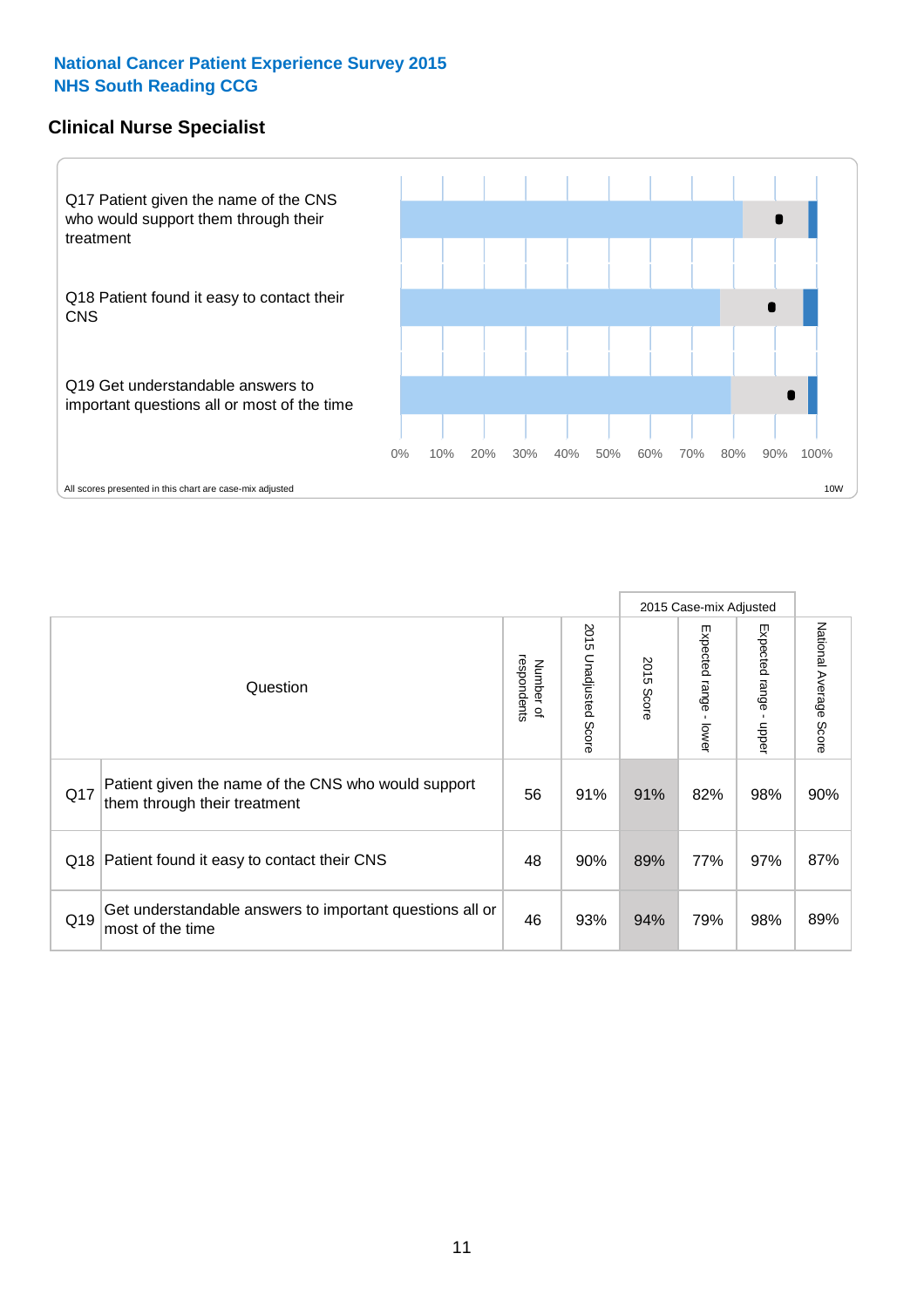**National Cancer Patient Experience Survey 2015**
**NHS South Reading CCG**

## Clinical Nurse Specialist

Q17 Patient given the name of the CNS who would support them through their treatment

Q18 Patient found it easy to contact their CNS

Q19 Get understandable answers to important questions all or most of the time

0% 10% 20% 30% 40% 50% 60% 70% 80% 90% 100%

All scores presented in this chart are case-mix adjusted

10W

| | Question | Number of respondents | 2015 Unadjusted Score | 2015 Case-mix Adjusted | | | National Average Score |
|---|---|---|---|---|---|---|---|
| | | | | 2015 Score | Expected range - lower | Expected range - upper | |
| Q17 | Patient given the name of the CNS who would support them through their treatment | 56 | 91% | 91% | 82% | 98% | 90% |
| Q18 | Patient found it easy to contact their CNS | 48 | 90% | 89% | 77% | 97% | 87% |
| Q19 | Get understandable answers to important questions all or most of the time | 46 | 93% | 94% | 79% | 98% | 89% |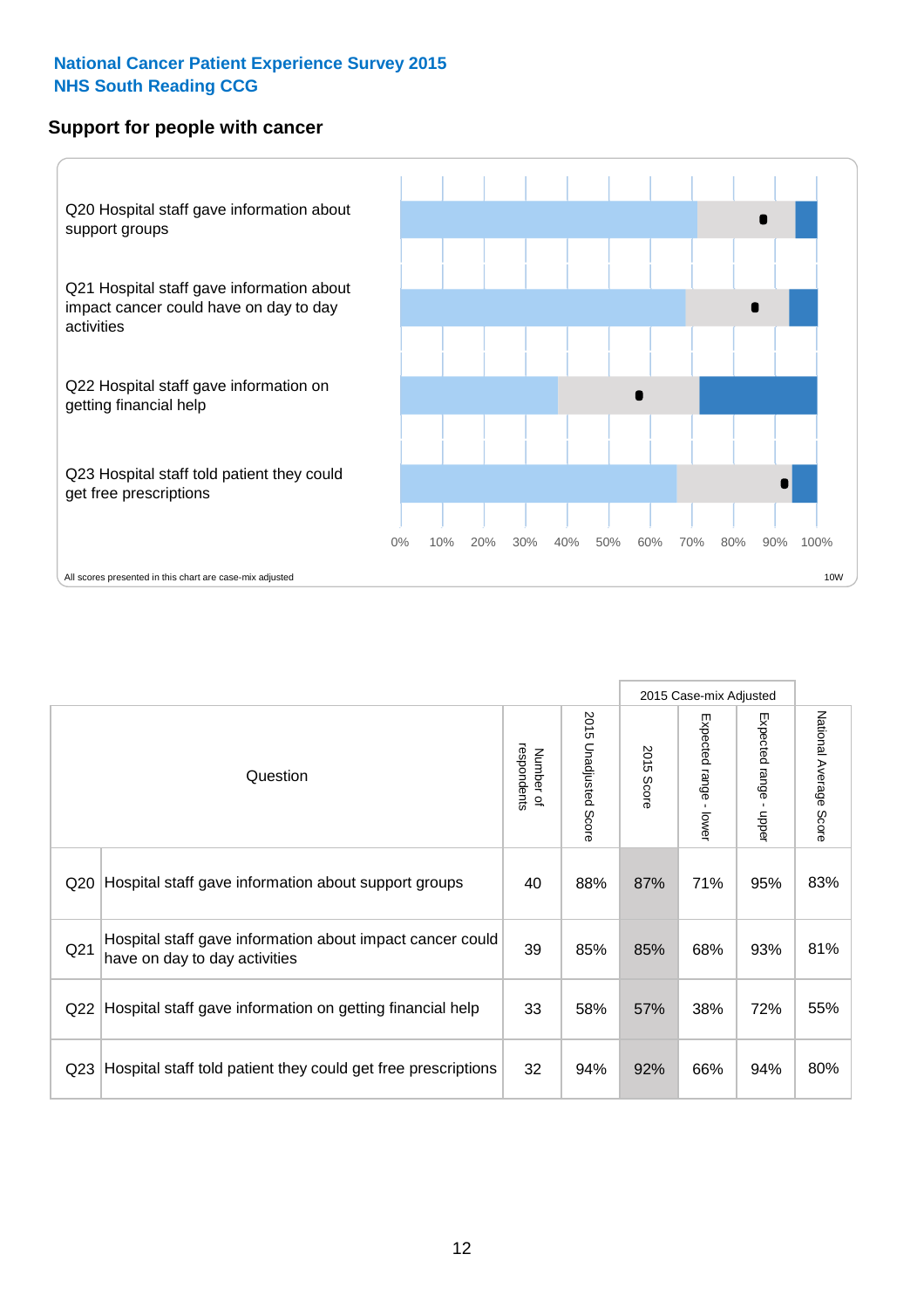National Cancer Patient Experience Survey 2015
NHS South Reading CCG

## Support for people with cancer

Q20 Hospital staff gave information about support groups

Q21 Hospital staff gave information about impact cancer could have on day to day activities

Q22 Hospital staff gave information on getting financial help

Q23 Hospital staff told patient they could get free prescriptions

0% 10% 20% 30% 40% 50% 60% 70% 80% 90% 100%

All scores presented in this chart are case-mix adjusted

10W

| Question | | Number of respondents | 2015 Unadjusted Score | 2015 Case-mix Adjusted | | | National Average Score |
|---|---|---|---|---|---|---|---|
| | | | | 2015 Score | Expected range - lower | Expected range - upper | |
| Q20 | Hospital staff gave information about support groups | 40 | 88% | 87% | 71% | 95% | 83% |
| Q21 | Hospital staff gave information about impact cancer could have on day to day activities | 39 | 85% | 85% | 68% | 93% | 81% |
| Q22 | Hospital staff gave information on getting financial help | 33 | 58% | 57% | 38% | 72% | 55% |
| Q23 | Hospital staff told patient they could get free prescriptions | 32 | 94% | 92% | 66% | 94% | 80% |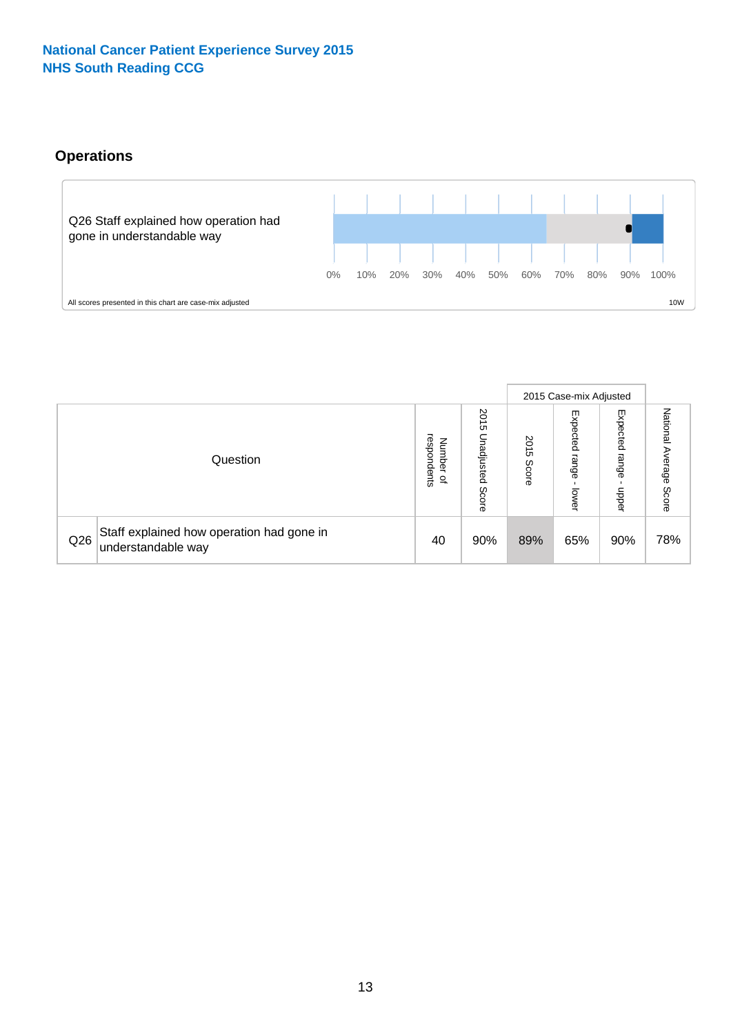**National Cancer Patient Experience Survey 2015**
**NHS South Reading CCG**

## Operations

Q26 Staff explained how operation had gone in understandable way

0% 10% 20% 30% 40% 50% 60% 70% 80% 90% 100%

All scores presented in this chart are case-mix adjusted

10W

| Question | | Number of respondents | 2015 Unadjusted Score | 2015 Case-mix Adjusted | | | National Average Score |
|---|---|---|---|---|---|---|---|
| | | | | 2015 Score | Expected range - lower | Expected range - upper | |
| Q26 | Staff explained how operation had gone in understandable way | 40 | 90% | 89% | 65% | 90% | 78% |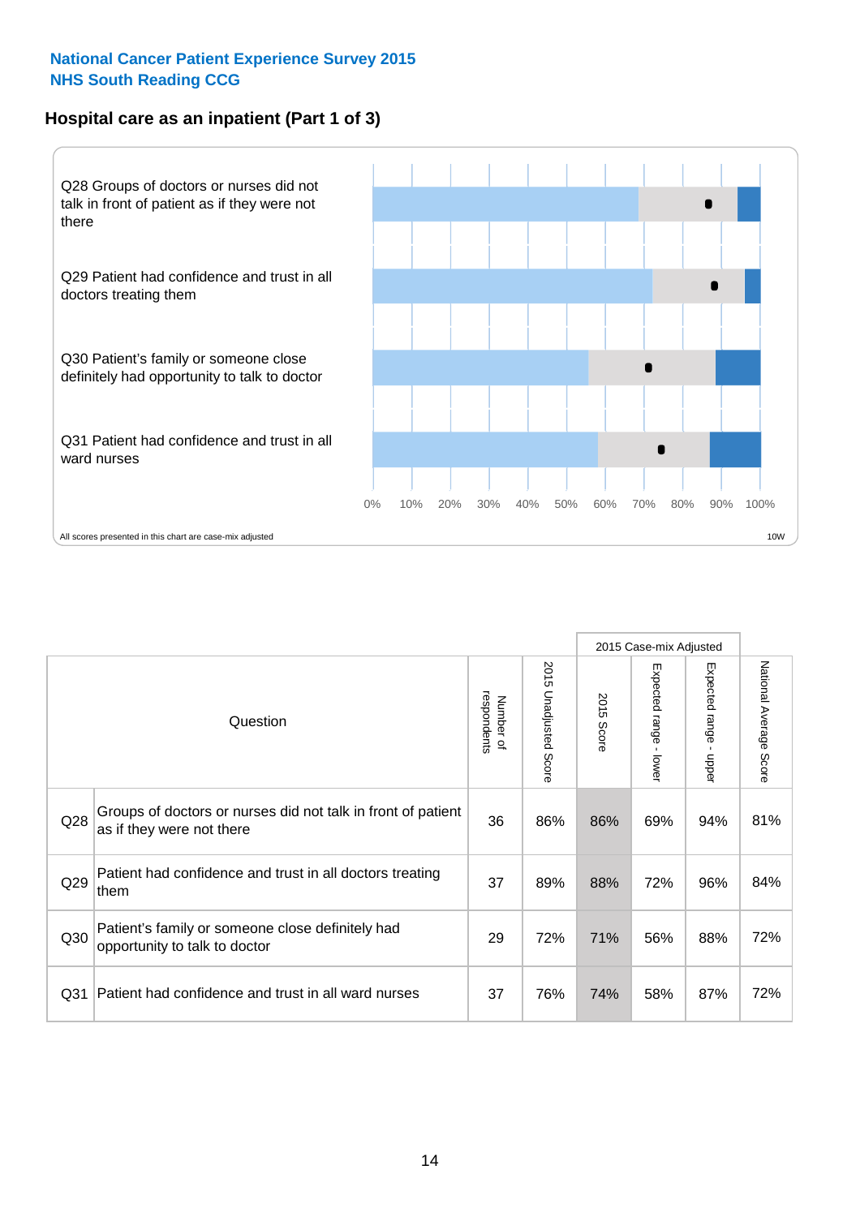National Cancer Patient Experience Survey 2015
NHS South Reading CCG

## Hospital care as an inpatient (Part 1 of 3)

Q28 Groups of doctors or nurses did not talk in front of patient as if they were not there

Q29 Patient had confidence and trust in all doctors treating them

Q30 Patient's family or someone close definitely had opportunity to talk to doctor

Q31 Patient had confidence and trust in all ward nurses

0% 10% 20% 30% 40% 50% 60% 70% 80% 90% 100%

All scores presented in this chart are case-mix adjusted

10W

| | Question | Number of respondents | 2015 Unadjusted Score | 2015 Case-mix Adjusted: 2015 Score | 2015 Case-mix Adjusted: Expected range - lower | 2015 Case-mix Adjusted: Expected range - upper | National Average Score |
|---|---|---|---|---|---|---|---|
| Q28 | Groups of doctors or nurses did not talk in front of patient as if they were not there | 36 | 86% | 86% | 69% | 94% | 81% |
| Q29 | Patient had confidence and trust in all doctors treating them | 37 | 89% | 88% | 72% | 96% | 84% |
| Q30 | Patient's family or someone close definitely had opportunity to talk to doctor | 29 | 72% | 71% | 56% | 88% | 72% |
| Q31 | Patient had confidence and trust in all ward nurses | 37 | 76% | 74% | 58% | 87% | 72% |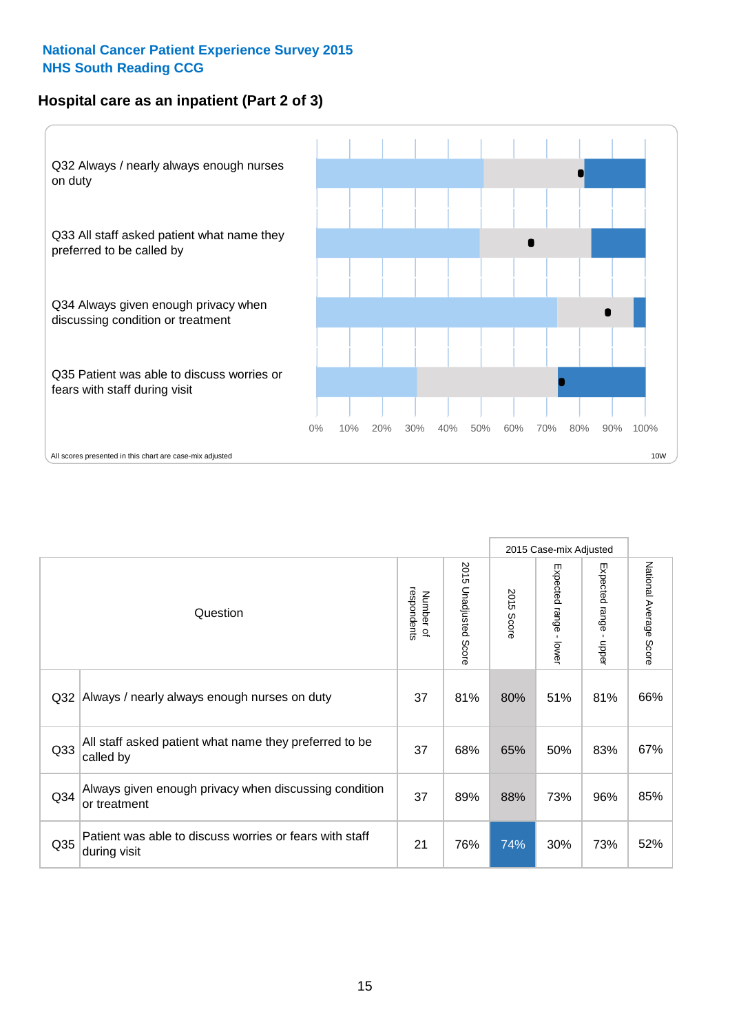National Cancer Patient Experience Survey 2015
NHS South Reading CCG

## Hospital care as an inpatient (Part 2 of 3)

Q32 Always / nearly always enough nurses on duty

Q33 All staff asked patient what name they preferred to be called by

Q34 Always given enough privacy when discussing condition or treatment

Q35 Patient was able to discuss worries or fears with staff during visit

0% 10% 20% 30% 40% 50% 60% 70% 80% 90% 100%

All scores presented in this chart are case-mix adjusted

10W

| Question | | Number of respondents | 2015 Unadjusted Score | 2015 Case-mix Adjusted | | | National Average Score |
|---|---|---|---|---|---|---|---|
| | | | | 2015 Score | Expected range - lower | Expected range - upper | |
| Q32 | Always / nearly always enough nurses on duty | 37 | 81% | 80% | 51% | 81% | 66% |
| Q33 | All staff asked patient what name they preferred to be called by | 37 | 68% | 65% | 50% | 83% | 67% |
| Q34 | Always given enough privacy when discussing condition or treatment | 37 | 89% | 88% | 73% | 96% | 85% |
| Q35 | Patient was able to discuss worries or fears with staff during visit | 21 | 76% | 74% | 30% | 73% | 52% |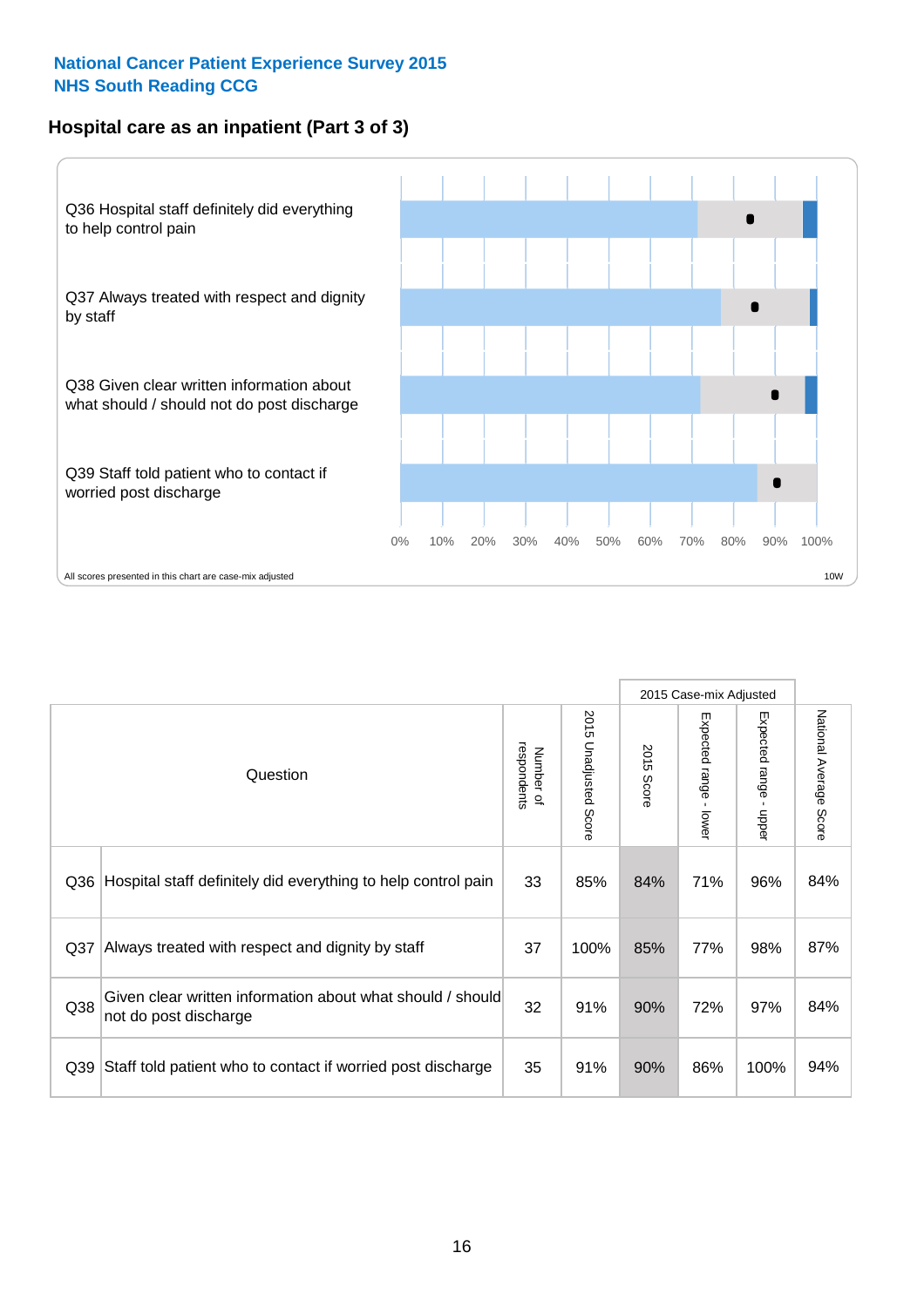**National Cancer Patient Experience Survey 2015**
**NHS South Reading CCG**

## Hospital care as an inpatient (Part 3 of 3)

Q36 Hospital staff definitely did everything to help control pain

Q37 Always treated with respect and dignity by staff

Q38 Given clear written information about what should / should not do post discharge

Q39 Staff told patient who to contact if worried post discharge

0% 10% 20% 30% 40% 50% 60% 70% 80% 90% 100%

All scores presented in this chart are case-mix adjusted

10W

| Question | | Number of respondents | 2015 Unadjusted Score | 2015 Case-mix Adjusted | | | National Average Score |
|---|---|---|---|---|---|---|---|
| | | | | 2015 Score | Expected range - lower | Expected range - upper | |
| Q36 | Hospital staff definitely did everything to help control pain | 33 | 85% | 84% | 71% | 96% | 84% |
| Q37 | Always treated with respect and dignity by staff | 37 | 100% | 85% | 77% | 98% | 87% |
| Q38 | Given clear written information about what should / should not do post discharge | 32 | 91% | 90% | 72% | 97% | 84% |
| Q39 | Staff told patient who to contact if worried post discharge | 35 | 91% | 90% | 86% | 100% | 94% |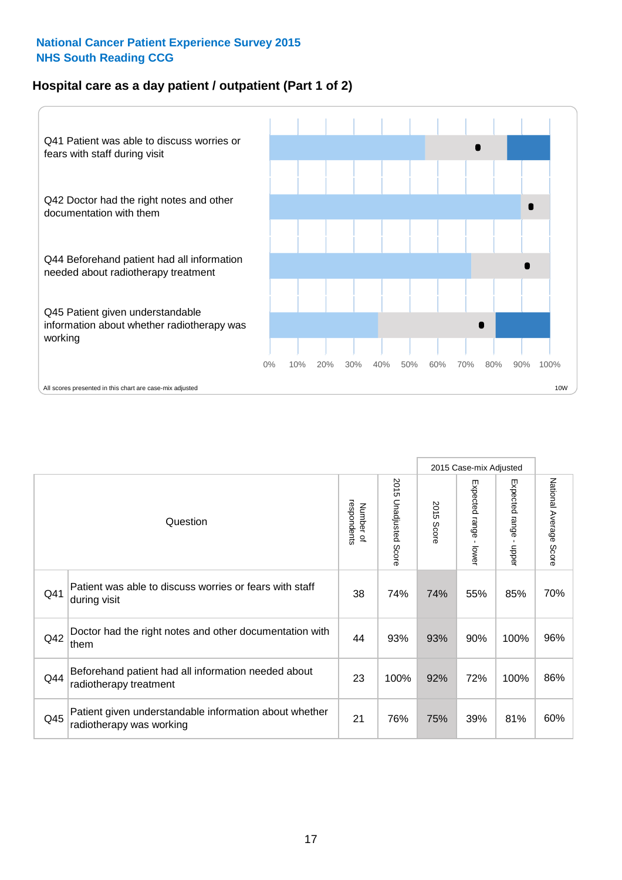National Cancer Patient Experience Survey 2015
NHS South Reading CCG

## Hospital care as a day patient / outpatient (Part 1 of 2)

Q41 Patient was able to discuss worries or fears with staff during visit

Q42 Doctor had the right notes and other documentation with them

Q44 Beforehand patient had all information needed about radiotherapy treatment

Q45 Patient given understandable information about whether radiotherapy was working

0% 10% 20% 30% 40% 50% 60% 70% 80% 90% 100%

All scores presented in this chart are case-mix adjusted

10W

| | Question | Number of respondents | 2015 Unadjusted Score | 2015 Case-mix Adjusted: 2015 Score | 2015 Case-mix Adjusted: Expected range - lower | 2015 Case-mix Adjusted: Expected range - upper | National Average Score |
|---|---|---|---|---|---|---|---|
| Q41 | Patient was able to discuss worries or fears with staff during visit | 38 | 74% | 74% | 55% | 85% | 70% |
| Q42 | Doctor had the right notes and other documentation with them | 44 | 93% | 93% | 90% | 100% | 96% |
| Q44 | Beforehand patient had all information needed about radiotherapy treatment | 23 | 100% | 92% | 72% | 100% | 86% |
| Q45 | Patient given understandable information about whether radiotherapy was working | 21 | 76% | 75% | 39% | 81% | 60% |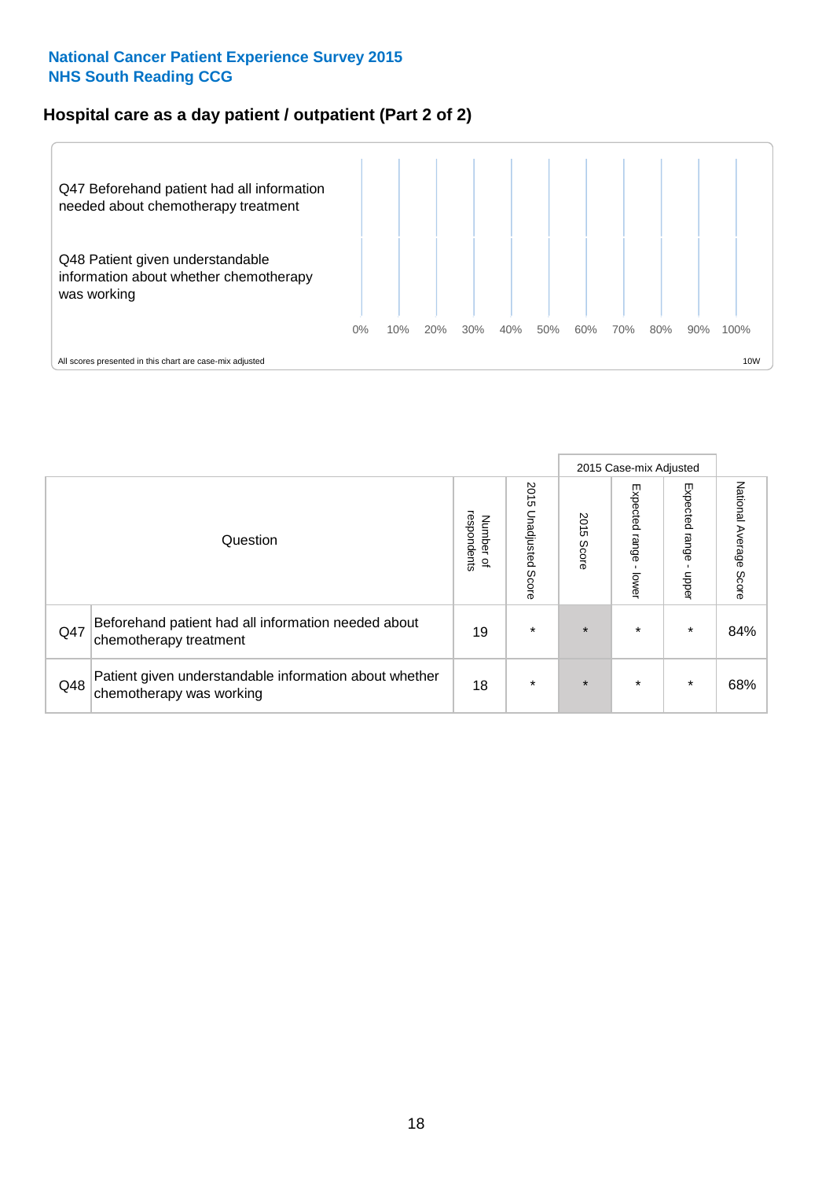**National Cancer Patient Experience Survey 2015**
**NHS South Reading CCG**

## Hospital care as a day patient / outpatient (Part 2 of 2)

Q47 Beforehand patient had all information needed about chemotherapy treatment

Q48 Patient given understandable information about whether chemotherapy was working

0% 10% 20% 30% 40% 50% 60% 70% 80% 90% 100%

All scores presented in this chart are case-mix adjusted

10W

| | Question | Number of respondents | 2015 Unadjusted Score | 2015 Case-mix Adjusted: 2015 Score | 2015 Case-mix Adjusted: Expected range - lower | 2015 Case-mix Adjusted: Expected range - upper | National Average Score |
|---|---|---|---|---|---|---|---|
| Q47 | Beforehand patient had all information needed about chemotherapy treatment | 19 | * | * | * | * | 84% |
| Q48 | Patient given understandable information about whether chemotherapy was working | 18 | * | * | * | * | 68% |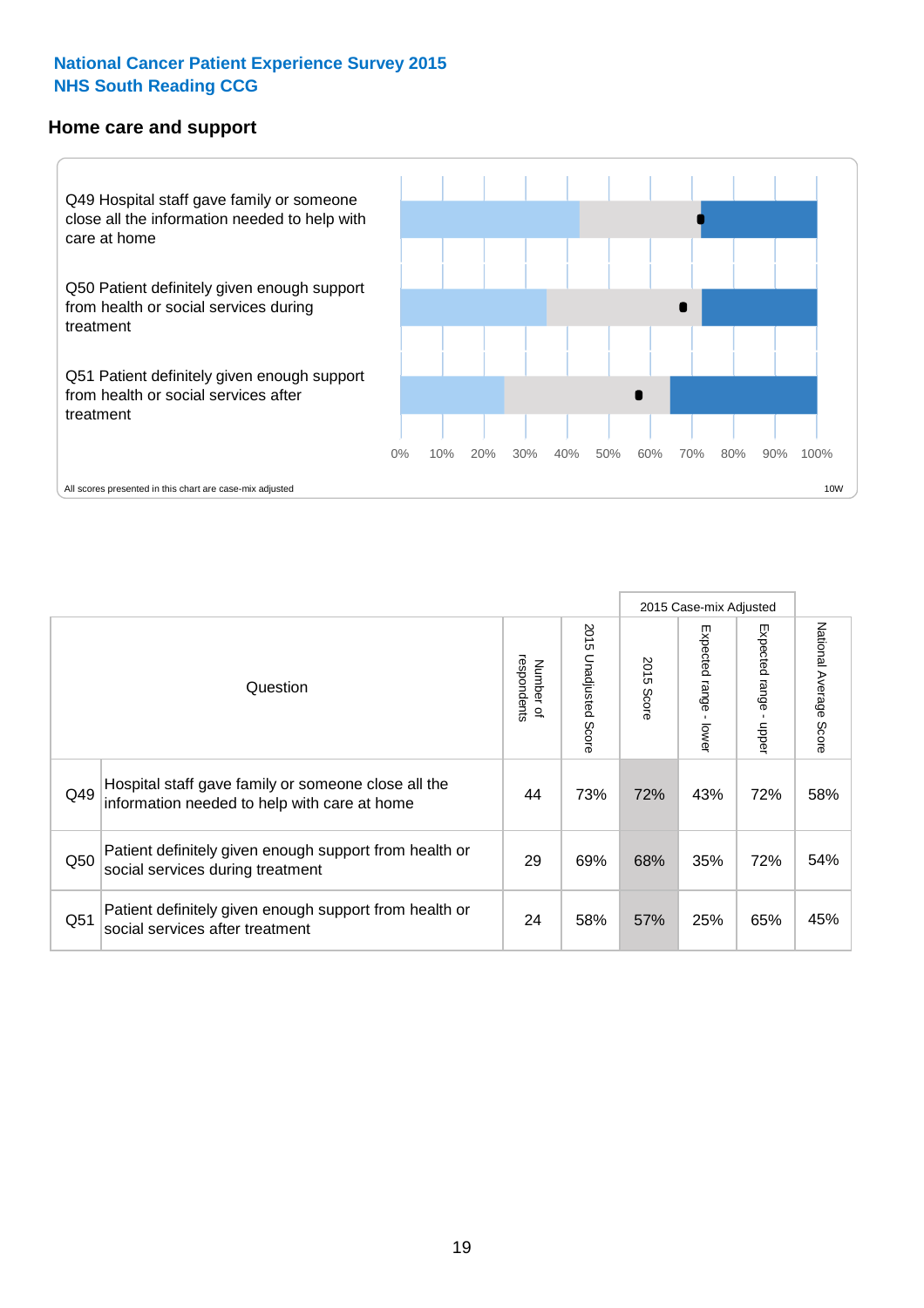National Cancer Patient Experience Survey 2015
NHS South Reading CCG

## Home care and support

Q49 Hospital staff gave family or someone close all the information needed to help with care at home

Q50 Patient definitely given enough support from health or social services during treatment

Q51 Patient definitely given enough support from health or social services after treatment

0% 10% 20% 30% 40% 50% 60% 70% 80% 90% 100%

All scores presented in this chart are case-mix adjusted

10W

| Question | | Number of respondents | 2015 Unadjusted Score | 2015 Case-mix Adjusted | | | National Average Score |
|---|---|---|---|---|---|---|---|
| | | | | 2015 Score | Expected range - lower | Expected range - upper | |
| Q49 | Hospital staff gave family or someone close all the information needed to help with care at home | 44 | 73% | 72% | 43% | 72% | 58% |
| Q50 | Patient definitely given enough support from health or social services during treatment | 29 | 69% | 68% | 35% | 72% | 54% |
| Q51 | Patient definitely given enough support from health or social services after treatment | 24 | 58% | 57% | 25% | 65% | 45% |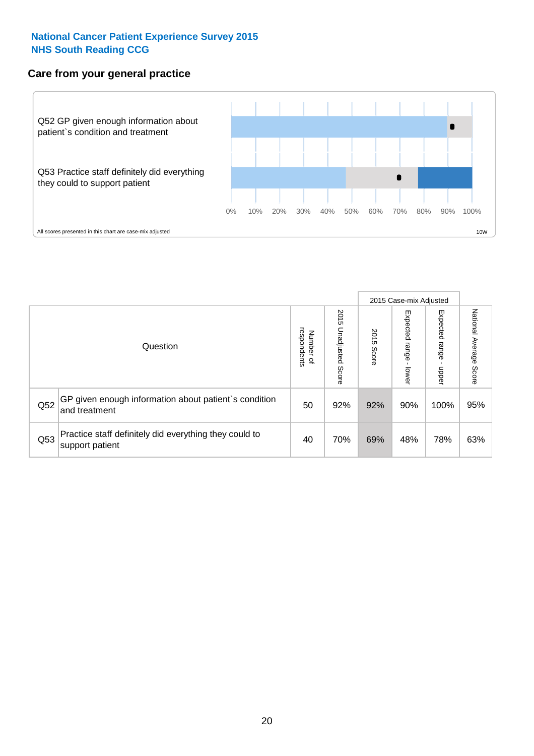National Cancer Patient Experience Survey 2015
NHS South Reading CCG

## Care from your general practice

Q52 GP given enough information about patient`s condition and treatment

Q53 Practice staff definitely did everything they could to support patient

0% 10% 20% 30% 40% 50% 60% 70% 80% 90% 100%

All scores presented in this chart are case-mix adjusted

10W

| Question | | Number of respondents | 2015 Unadjusted Score | 2015 Case-mix Adjusted | | | National Average Score |
|---|---|---|---|---|---|---|---|
| | | | | 2015 Score | Expected range - lower | Expected range - upper | |
| Q52 | GP given enough information about patient`s condition and treatment | 50 | 92% | 92% | 90% | 100% | 95% |
| Q53 | Practice staff definitely did everything they could to support patient | 40 | 70% | 69% | 48% | 78% | 63% |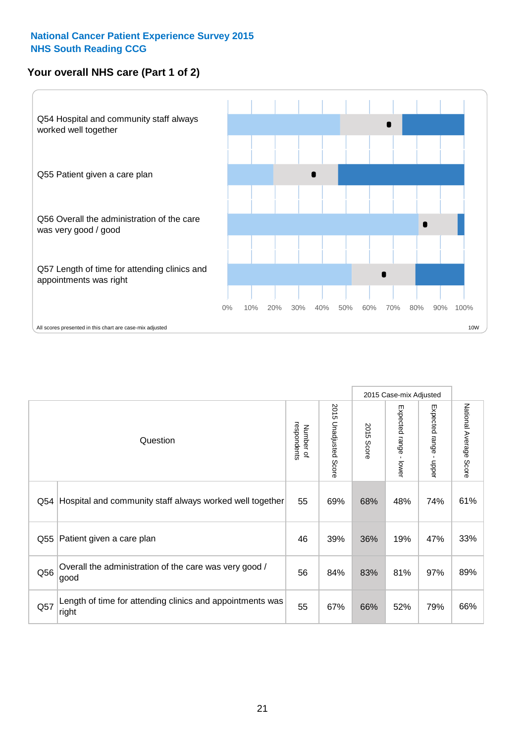National Cancer Patient Experience Survey 2015
NHS South Reading CCG

## Your overall NHS care (Part 1 of 2)

Q54 Hospital and community staff always worked well together

Q55 Patient given a care plan

Q56 Overall the administration of the care was very good / good

Q57 Length of time for attending clinics and appointments was right

0% 10% 20% 30% 40% 50% 60% 70% 80% 90% 100%

All scores presented in this chart are case-mix adjusted

10W

| Question | | Number of respondents | 2015 Unadjusted Score | 2015 Case-mix Adjusted | | | National Average Score |
|---|---|---|---|---|---|---|---|
| | | | | 2015 Score | Expected range - lower | Expected range - upper | |
| Q54 | Hospital and community staff always worked well together | 55 | 69% | 68% | 48% | 74% | 61% |
| Q55 | Patient given a care plan | 46 | 39% | 36% | 19% | 47% | 33% |
| Q56 | Overall the administration of the care was very good / good | 56 | 84% | 83% | 81% | 97% | 89% |
| Q57 | Length of time for attending clinics and appointments was right | 55 | 67% | 66% | 52% | 79% | 66% |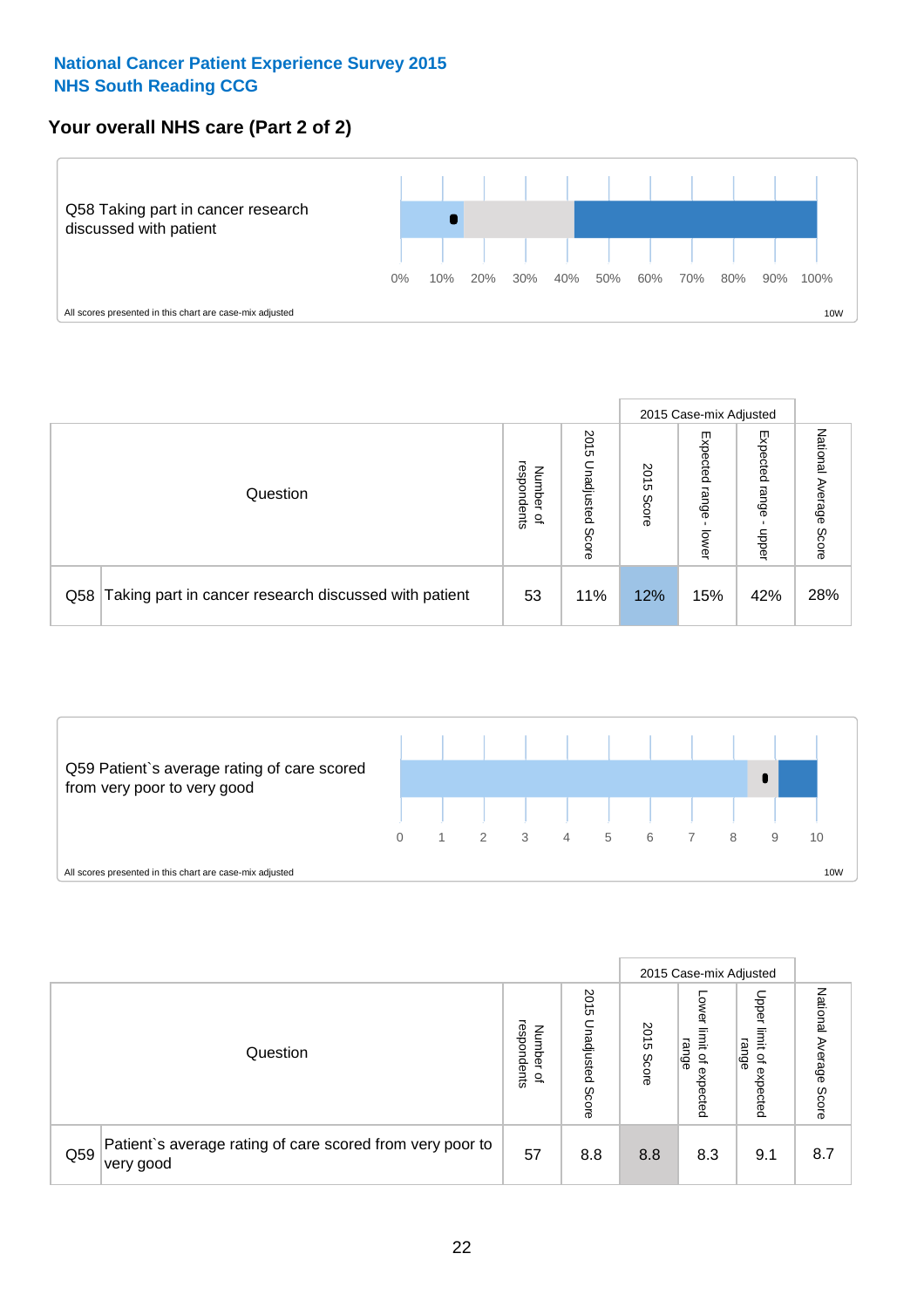**National Cancer Patient Experience Survey 2015**
**NHS South Reading CCG**

## Your overall NHS care (Part 2 of 2)

Q58 Taking part in cancer research discussed with patient

0% 10% 20% 30% 40% 50% 60% 70% 80% 90% 100%

All scores presented in this chart are case-mix adjusted

10W

| Question | | Number of respondents | 2015 Unadjusted Score | 2015 Case-mix Adjusted: 2015 Score | 2015 Case-mix Adjusted: Expected range - lower | 2015 Case-mix Adjusted: Expected range - upper | National Average Score |
|---|---|---|---|---|---|---|---|
| Q58 | Taking part in cancer research discussed with patient | 53 | 11% | 12% | 15% | 42% | 28% |

Q59 Patient`s average rating of care scored from very poor to very good

0 1 2 3 4 5 6 7 8 9 10

All scores presented in this chart are case-mix adjusted

10W

| Question | | Number of respondents | 2015 Unadjusted Score | 2015 Case-mix Adjusted: 2015 Score | 2015 Case-mix Adjusted: Lower limit of expected range | 2015 Case-mix Adjusted: Upper limit of expected range | National Average Score |
|---|---|---|---|---|---|---|---|
| Q59 | Patient`s average rating of care scored from very poor to very good | 57 | 8.8 | 8.8 | 8.3 | 9.1 | 8.7 |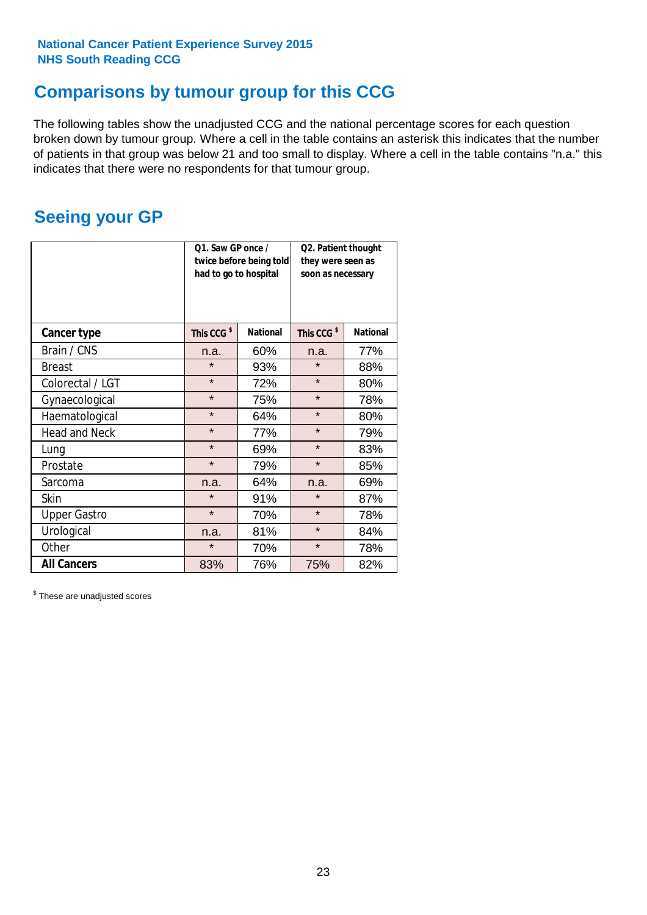National Cancer Patient Experience Survey 2015
NHS South Reading CCG

## Comparisons by tumour group for this CCG

The following tables show the unadjusted CCG and the national percentage scores for each question broken down by tumour group. Where a cell in the table contains an asterisk this indicates that the number of patients in that group was below 21 and too small to display. Where a cell in the table contains "n.a." this indicates that there were no respondents for that tumour group.

## Seeing your GP

| | Q1. Saw GP once / twice before being told had to go to hospital | | Q2. Patient thought they were seen as soon as necessary | |
|---|---|---|---|---|
| **Cancer type** | **This CCG $** | **National** | **This CCG $** | **National** |
| Brain / CNS | n.a. | 60% | n.a. | 77% |
| Breast | * | 93% | * | 88% |
| Colorectal / LGT | * | 72% | * | 80% |
| Gynaecological | * | 75% | * | 78% |
| Haematological | * | 64% | * | 80% |
| Head and Neck | * | 77% | * | 79% |
| Lung | * | 69% | * | 83% |
| Prostate | * | 79% | * | 85% |
| Sarcoma | n.a. | 64% | n.a. | 69% |
| Skin | * | 91% | * | 87% |
| Upper Gastro | * | 70% | * | 78% |
| Urological | n.a. | 81% | * | 84% |
| Other | * | 70% | * | 78% |
| **All Cancers** | 83% | 76% | 75% | 82% |

$ These are unadjusted scores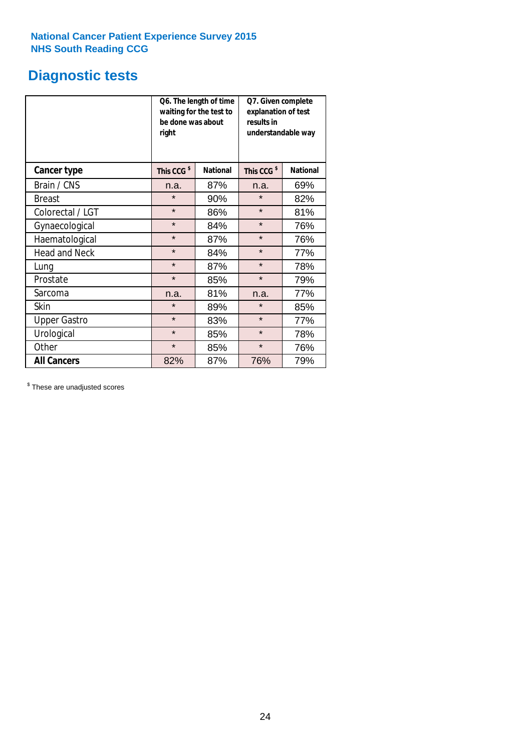National Cancer Patient Experience Survey 2015
NHS South Reading CCG

## Diagnostic tests

| | Q6. The length of time waiting for the test to be done was about right | | Q7. Given complete explanation of test results in understandable way | |
|---|---|---|---|---|
| **Cancer type** | **This CCG $** | **National** | **This CCG $** | **National** |
| Brain / CNS | n.a. | 87% | n.a. | 69% |
| Breast | * | 90% | * | 82% |
| Colorectal / LGT | * | 86% | * | 81% |
| Gynaecological | * | 84% | * | 76% |
| Haematological | * | 87% | * | 76% |
| Head and Neck | * | 84% | * | 77% |
| Lung | * | 87% | * | 78% |
| Prostate | * | 85% | * | 79% |
| Sarcoma | n.a. | 81% | n.a. | 77% |
| Skin | * | 89% | * | 85% |
| Upper Gastro | * | 83% | * | 77% |
| Urological | * | 85% | * | 78% |
| Other | * | 85% | * | 76% |
| **All Cancers** | 82% | 87% | 76% | 79% |

$ These are unadjusted scores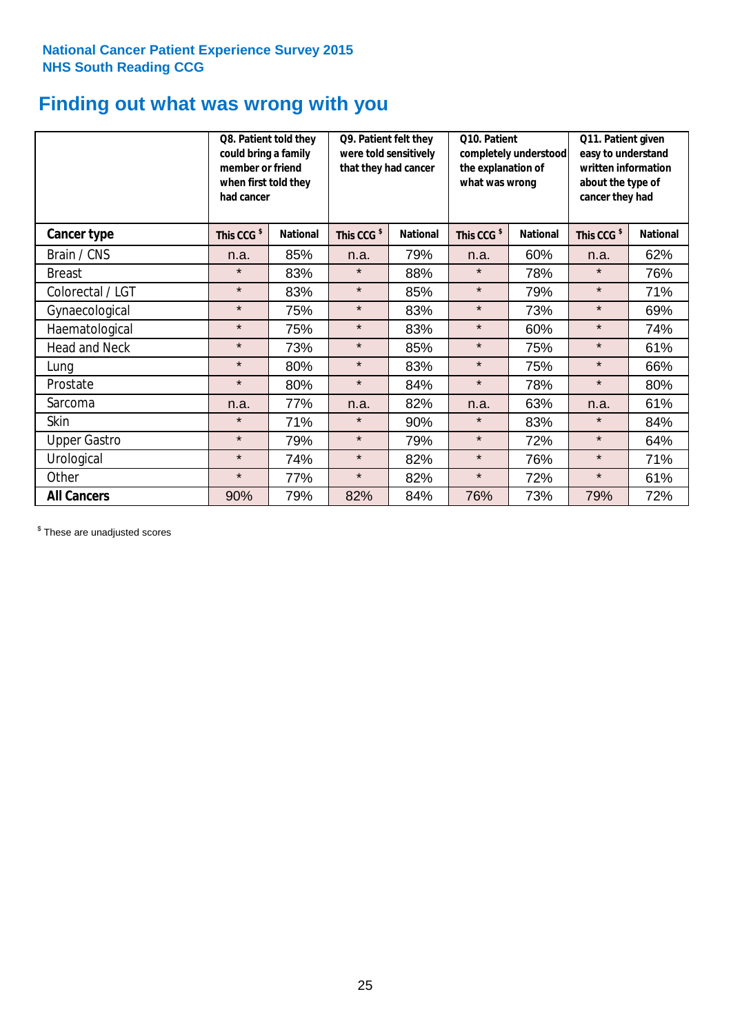National Cancer Patient Experience Survey 2015
NHS South Reading CCG

# Finding out what was wrong with you

| | Q8. Patient told they could bring a family member or friend when first told they had cancer | | Q9. Patient felt they were told sensitively that they had cancer | | Q10. Patient completely understood the explanation of what was wrong | | Q11. Patient given easy to understand written information about the type of cancer they had | |
|---|---|---|---|---|---|---|---|---|
| **Cancer type** | This CCG $ | National | This CCG $ | National | This CCG $ | National | This CCG $ | National |
| Brain / CNS | n.a. | 85% | n.a. | 79% | n.a. | 60% | n.a. | 62% |
| Breast | * | 83% | * | 88% | * | 78% | * | 76% |
| Colorectal / LGT | * | 83% | * | 85% | * | 79% | * | 71% |
| Gynaecological | * | 75% | * | 83% | * | 73% | * | 69% |
| Haematological | * | 75% | * | 83% | * | 60% | * | 74% |
| Head and Neck | * | 73% | * | 85% | * | 75% | * | 61% |
| Lung | * | 80% | * | 83% | * | 75% | * | 66% |
| Prostate | * | 80% | * | 84% | * | 78% | * | 80% |
| Sarcoma | n.a. | 77% | n.a. | 82% | n.a. | 63% | n.a. | 61% |
| Skin | * | 71% | * | 90% | * | 83% | * | 84% |
| Upper Gastro | * | 79% | * | 79% | * | 72% | * | 64% |
| Urological | * | 74% | * | 82% | * | 76% | * | 71% |
| Other | * | 77% | * | 82% | * | 72% | * | 61% |
| **All Cancers** | 90% | 79% | 82% | 84% | 76% | 73% | 79% | 72% |

$ These are unadjusted scores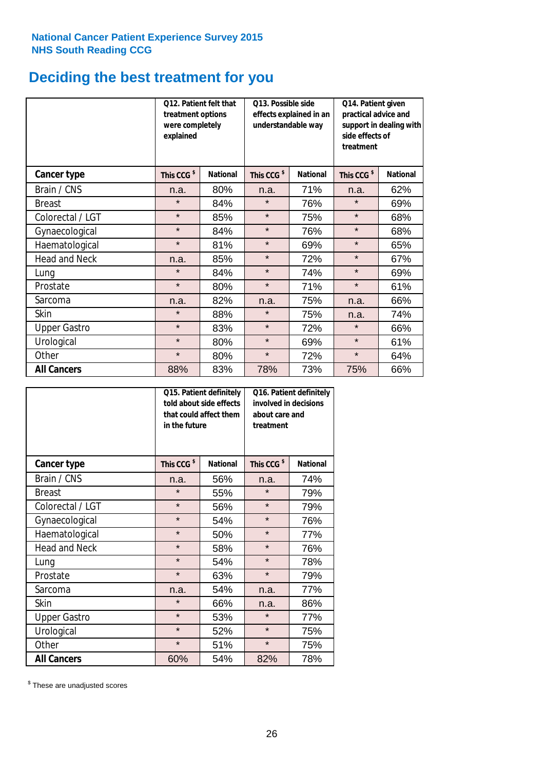National Cancer Patient Experience Survey 2015
NHS South Reading CCG

# Deciding the best treatment for you

| | Q12. Patient felt that treatment options were completely explained | | Q13. Possible side effects explained in an understandable way | | Q14. Patient given practical advice and support in dealing with side effects of treatment | |
|---|---|---|---|---|---|---|
| **Cancer type** | **This CCG $** | **National** | **This CCG $** | **National** | **This CCG $** | **National** |
| Brain / CNS | n.a. | 80% | n.a. | 71% | n.a. | 62% |
| Breast | * | 84% | * | 76% | * | 69% |
| Colorectal / LGT | * | 85% | * | 75% | * | 68% |
| Gynaecological | * | 84% | * | 76% | * | 68% |
| Haematological | * | 81% | * | 69% | * | 65% |
| Head and Neck | n.a. | 85% | * | 72% | * | 67% |
| Lung | * | 84% | * | 74% | * | 69% |
| Prostate | * | 80% | * | 71% | * | 61% |
| Sarcoma | n.a. | 82% | n.a. | 75% | n.a. | 66% |
| Skin | * | 88% | * | 75% | n.a. | 74% |
| Upper Gastro | * | 83% | * | 72% | * | 66% |
| Urological | * | 80% | * | 69% | * | 61% |
| Other | * | 80% | * | 72% | * | 64% |
| **All Cancers** | 88% | 83% | 78% | 73% | 75% | 66% |

| | Q15. Patient definitely told about side effects that could affect them in the future | | Q16. Patient definitely involved in decisions about care and treatment | |
|---|---|---|---|---|
| **Cancer type** | **This CCG $** | **National** | **This CCG $** | **National** |
| Brain / CNS | n.a. | 56% | n.a. | 74% |
| Breast | * | 55% | * | 79% |
| Colorectal / LGT | * | 56% | * | 79% |
| Gynaecological | * | 54% | * | 76% |
| Haematological | * | 50% | * | 77% |
| Head and Neck | * | 58% | * | 76% |
| Lung | * | 54% | * | 78% |
| Prostate | * | 63% | * | 79% |
| Sarcoma | n.a. | 54% | n.a. | 77% |
| Skin | * | 66% | n.a. | 86% |
| Upper Gastro | * | 53% | * | 77% |
| Urological | * | 52% | * | 75% |
| Other | * | 51% | * | 75% |
| **All Cancers** | 60% | 54% | 82% | 78% |

$ These are unadjusted scores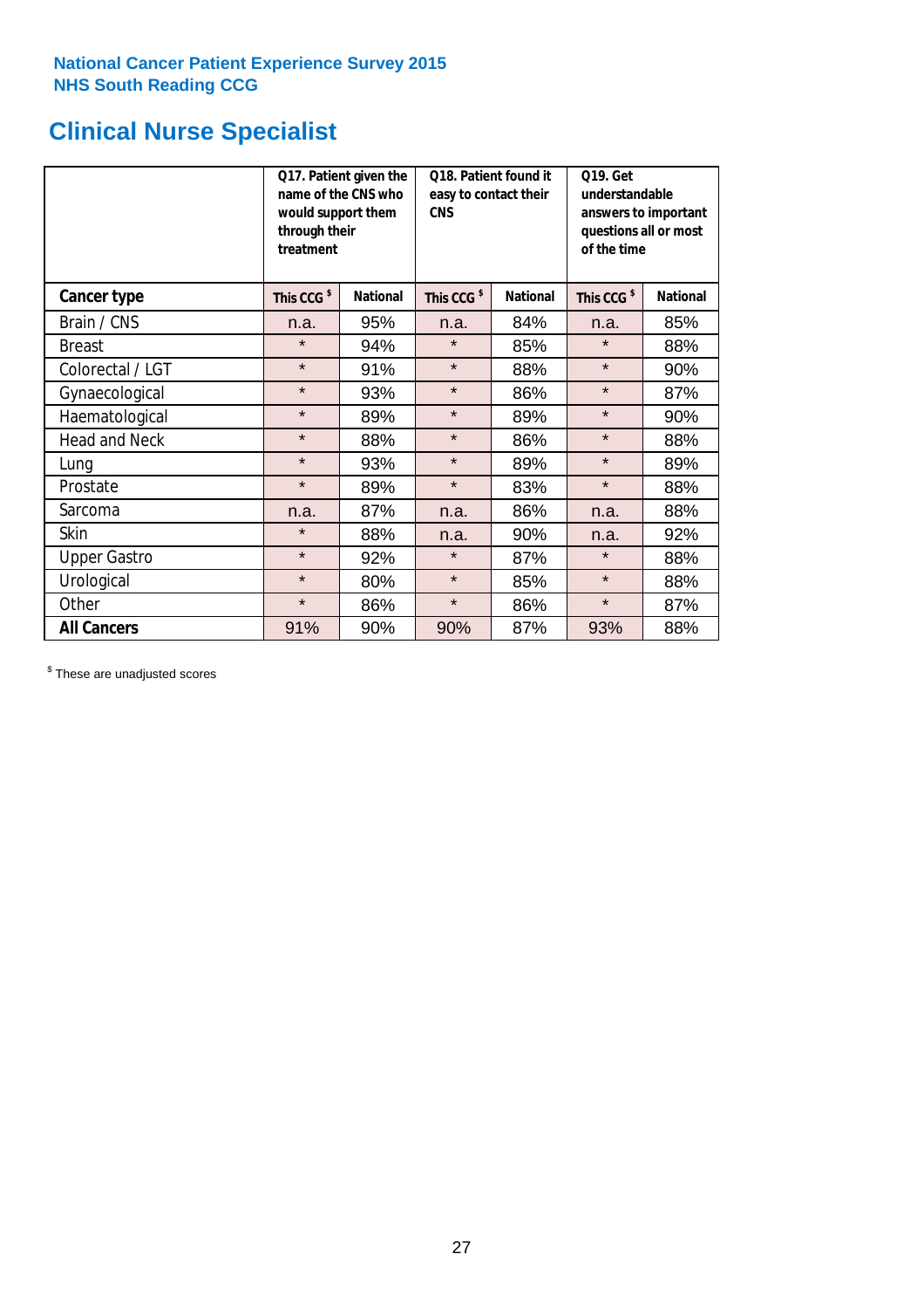National Cancer Patient Experience Survey 2015
NHS South Reading CCG

# Clinical Nurse Specialist

| | Q17. Patient given the name of the CNS who would support them through their treatment | | Q18. Patient found it easy to contact their CNS | | Q19. Get understandable answers to important questions all or most of the time | |
|---|---|---|---|---|---|---|
| **Cancer type** | **This CCG $** | **National** | **This CCG $** | **National** | **This CCG $** | **National** |
| Brain / CNS | n.a. | 95% | n.a. | 84% | n.a. | 85% |
| Breast | * | 94% | * | 85% | * | 88% |
| Colorectal / LGT | * | 91% | * | 88% | * | 90% |
| Gynaecological | * | 93% | * | 86% | * | 87% |
| Haematological | * | 89% | * | 89% | * | 90% |
| Head and Neck | * | 88% | * | 86% | * | 88% |
| Lung | * | 93% | * | 89% | * | 89% |
| Prostate | * | 89% | * | 83% | * | 88% |
| Sarcoma | n.a. | 87% | n.a. | 86% | n.a. | 88% |
| Skin | * | 88% | n.a. | 90% | n.a. | 92% |
| Upper Gastro | * | 92% | * | 87% | * | 88% |
| Urological | * | 80% | * | 85% | * | 88% |
| Other | * | 86% | * | 86% | * | 87% |
| **All Cancers** | 91% | 90% | 90% | 87% | 93% | 88% |

$ These are unadjusted scores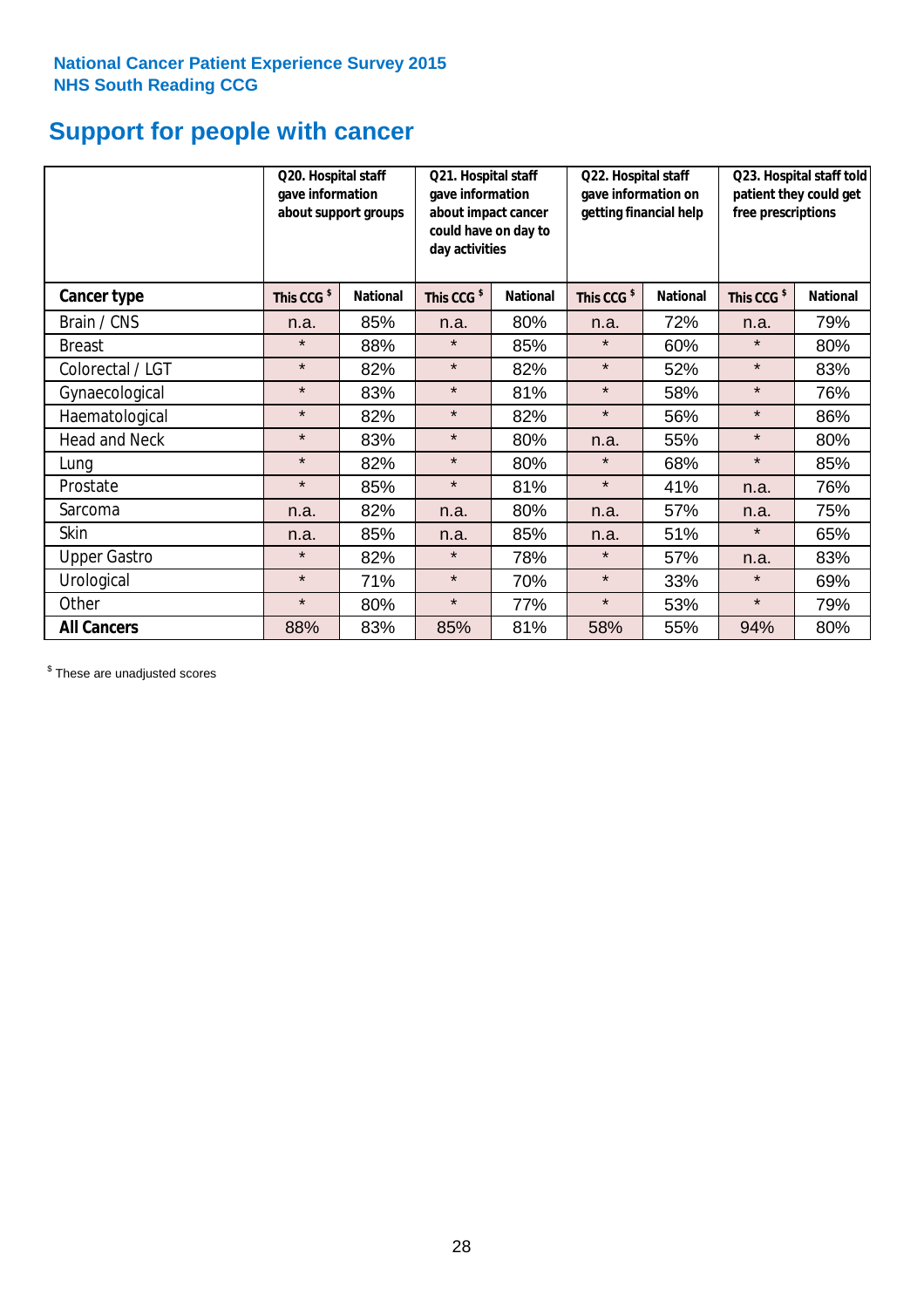National Cancer Patient Experience Survey 2015
NHS South Reading CCG

# Support for people with cancer

| | Q20. Hospital staff gave information about support groups | | Q21. Hospital staff gave information about impact cancer could have on day to day activities | | Q22. Hospital staff gave information on getting financial help | | Q23. Hospital staff told patient they could get free prescriptions | |
|---|---|---|---|---|---|---|---|---|
| **Cancer type** | This CCG $ | National | This CCG $ | National | This CCG $ | National | This CCG $ | National |
| Brain / CNS | n.a. | 85% | n.a. | 80% | n.a. | 72% | n.a. | 79% |
| Breast | * | 88% | * | 85% | * | 60% | * | 80% |
| Colorectal / LGT | * | 82% | * | 82% | * | 52% | * | 83% |
| Gynaecological | * | 83% | * | 81% | * | 58% | * | 76% |
| Haematological | * | 82% | * | 82% | * | 56% | * | 86% |
| Head and Neck | * | 83% | * | 80% | n.a. | 55% | * | 80% |
| Lung | * | 82% | * | 80% | * | 68% | * | 85% |
| Prostate | * | 85% | * | 81% | * | 41% | n.a. | 76% |
| Sarcoma | n.a. | 82% | n.a. | 80% | n.a. | 57% | n.a. | 75% |
| Skin | n.a. | 85% | n.a. | 85% | n.a. | 51% | * | 65% |
| Upper Gastro | * | 82% | * | 78% | * | 57% | n.a. | 83% |
| Urological | * | 71% | * | 70% | * | 33% | * | 69% |
| Other | * | 80% | * | 77% | * | 53% | * | 79% |
| **All Cancers** | 88% | 83% | 85% | 81% | 58% | 55% | 94% | 80% |

$ These are unadjusted scores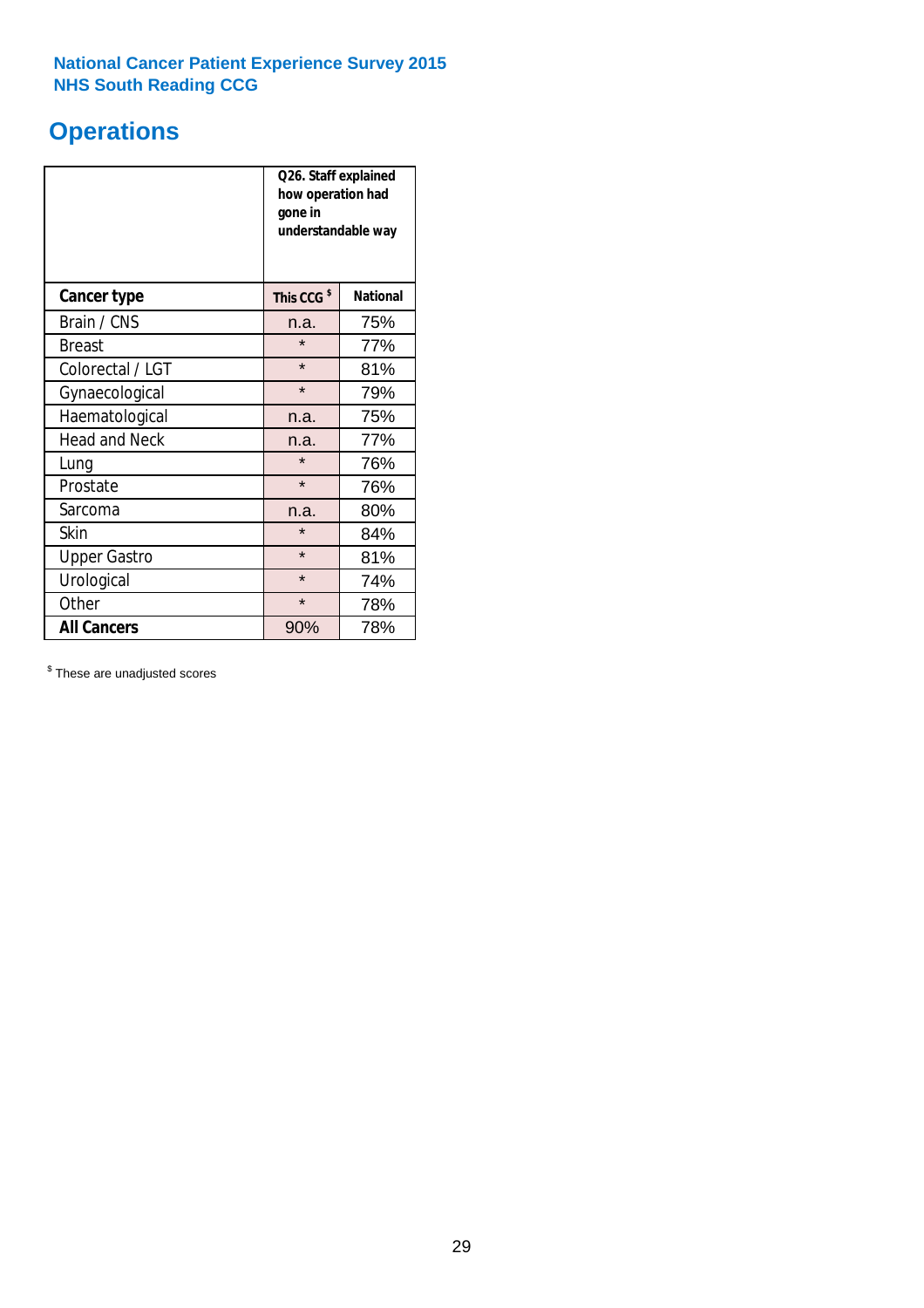National Cancer Patient Experience Survey 2015
NHS South Reading CCG

# Operations

| | Q26. Staff explained how operation had gone in understandable way | |
|---|---|---|
| **Cancer type** | **This CCG $** | **National** |
| Brain / CNS | n.a. | 75% |
| Breast | * | 77% |
| Colorectal / LGT | * | 81% |
| Gynaecological | * | 79% |
| Haematological | n.a. | 75% |
| Head and Neck | n.a. | 77% |
| Lung | * | 76% |
| Prostate | * | 76% |
| Sarcoma | n.a. | 80% |
| Skin | * | 84% |
| Upper Gastro | * | 81% |
| Urological | * | 74% |
| Other | * | 78% |
| **All Cancers** | 90% | 78% |

$ These are unadjusted scores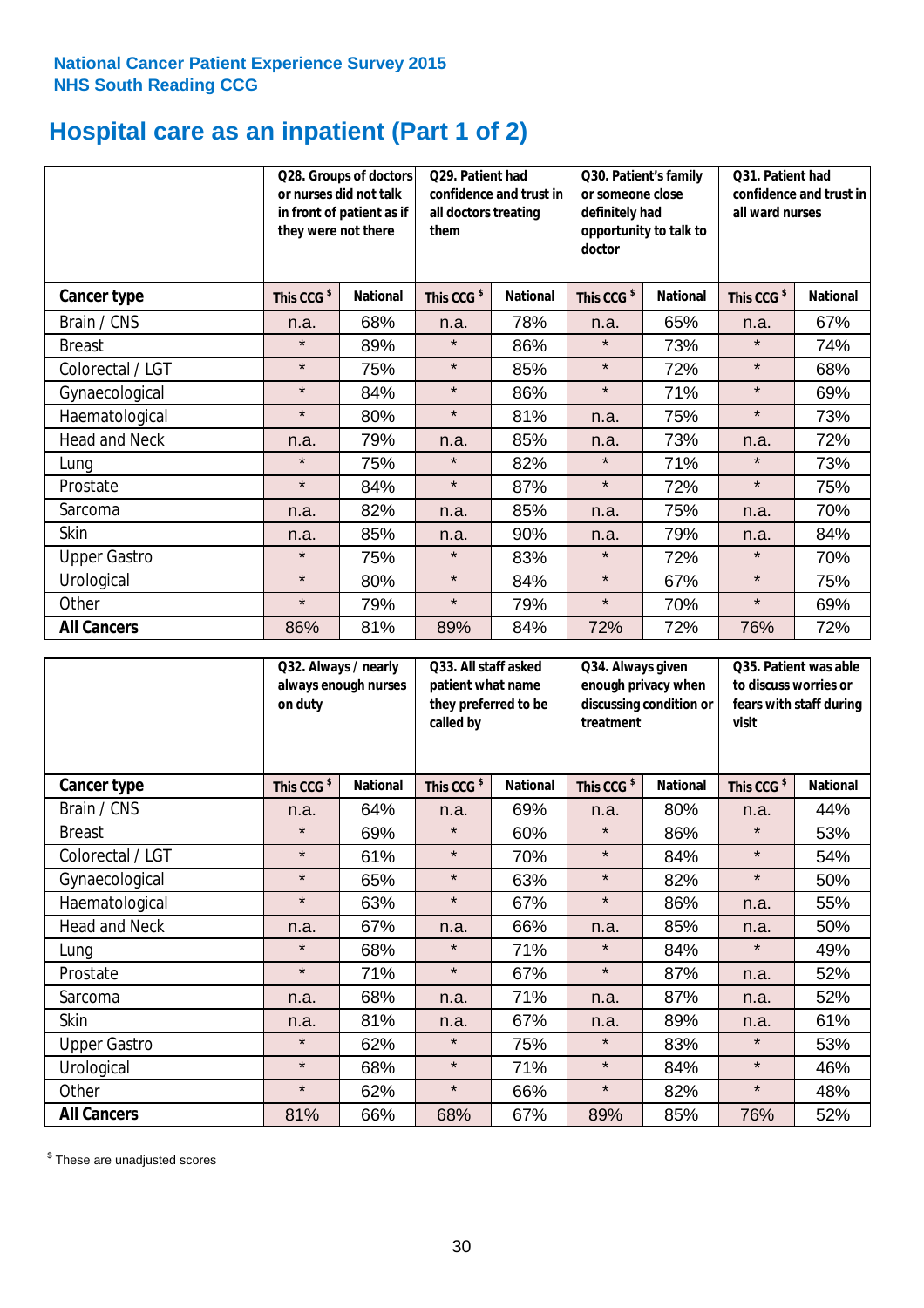National Cancer Patient Experience Survey 2015
NHS South Reading CCG

# Hospital care as an inpatient (Part 1 of 2)

| | Q28. Groups of doctors or nurses did not talk in front of patient as if they were not there | | Q29. Patient had confidence and trust in all doctors treating them | | Q30. Patient's family or someone close definitely had opportunity to talk to doctor | | Q31. Patient had confidence and trust in all ward nurses | |
|---|---|---|---|---|---|---|---|---|
| **Cancer type** | **This CCG $** | **National** | **This CCG $** | **National** | **This CCG $** | **National** | **This CCG $** | **National** |
| Brain / CNS | n.a. | 68% | n.a. | 78% | n.a. | 65% | n.a. | 67% |
| Breast | * | 89% | * | 86% | * | 73% | * | 74% |
| Colorectal / LGT | * | 75% | * | 85% | * | 72% | * | 68% |
| Gynaecological | * | 84% | * | 86% | * | 71% | * | 69% |
| Haematological | * | 80% | * | 81% | n.a. | 75% | * | 73% |
| Head and Neck | n.a. | 79% | n.a. | 85% | n.a. | 73% | n.a. | 72% |
| Lung | * | 75% | * | 82% | * | 71% | * | 73% |
| Prostate | * | 84% | * | 87% | * | 72% | * | 75% |
| Sarcoma | n.a. | 82% | n.a. | 85% | n.a. | 75% | n.a. | 70% |
| Skin | n.a. | 85% | n.a. | 90% | n.a. | 79% | n.a. | 84% |
| Upper Gastro | * | 75% | * | 83% | * | 72% | * | 70% |
| Urological | * | 80% | * | 84% | * | 67% | * | 75% |
| Other | * | 79% | * | 79% | * | 70% | * | 69% |
| **All Cancers** | 86% | 81% | 89% | 84% | 72% | 72% | 76% | 72% |

| | Q32. Always / nearly always enough nurses on duty | | Q33. All staff asked patient what name they preferred to be called by | | Q34. Always given enough privacy when discussing condition or treatment | | Q35. Patient was able to discuss worries or fears with staff during visit | |
|---|---|---|---|---|---|---|---|---|
| **Cancer type** | **This CCG $** | **National** | **This CCG $** | **National** | **This CCG $** | **National** | **This CCG $** | **National** |
| Brain / CNS | n.a. | 64% | n.a. | 69% | n.a. | 80% | n.a. | 44% |
| Breast | * | 69% | * | 60% | * | 86% | * | 53% |
| Colorectal / LGT | * | 61% | * | 70% | * | 84% | * | 54% |
| Gynaecological | * | 65% | * | 63% | * | 82% | * | 50% |
| Haematological | * | 63% | * | 67% | * | 86% | n.a. | 55% |
| Head and Neck | n.a. | 67% | n.a. | 66% | n.a. | 85% | n.a. | 50% |
| Lung | * | 68% | * | 71% | * | 84% | * | 49% |
| Prostate | * | 71% | * | 67% | * | 87% | n.a. | 52% |
| Sarcoma | n.a. | 68% | n.a. | 71% | n.a. | 87% | n.a. | 52% |
| Skin | n.a. | 81% | n.a. | 67% | n.a. | 89% | n.a. | 61% |
| Upper Gastro | * | 62% | * | 75% | * | 83% | * | 53% |
| Urological | * | 68% | * | 71% | * | 84% | * | 46% |
| Other | * | 62% | * | 66% | * | 82% | * | 48% |
| **All Cancers** | 81% | 66% | 68% | 67% | 89% | 85% | 76% | 52% |

$ These are unadjusted scores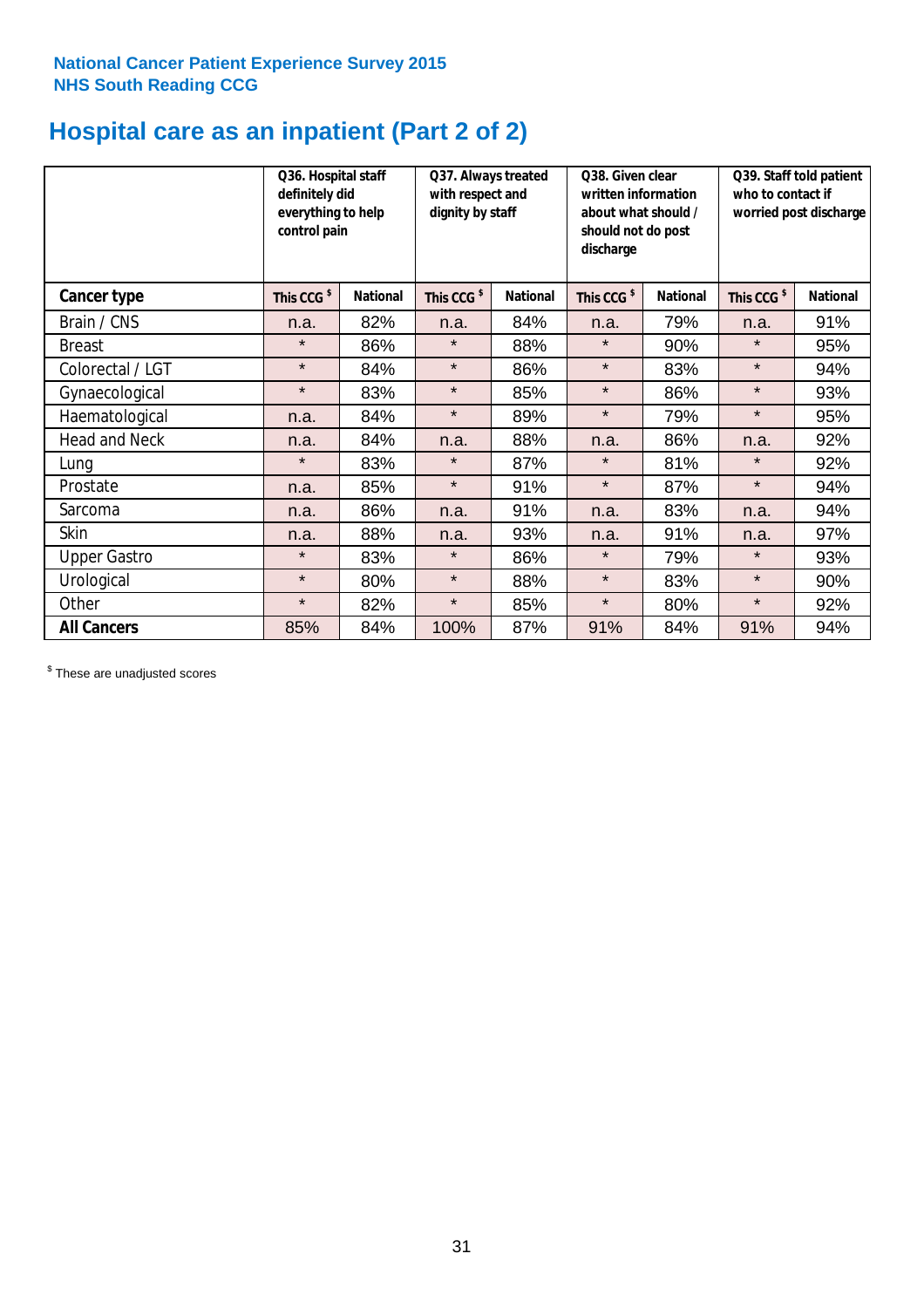**National Cancer Patient Experience Survey 2015**
**NHS South Reading CCG**

# Hospital care as an inpatient (Part 2 of 2)

| | Q36. Hospital staff definitely did everything to help control pain | | Q37. Always treated with respect and dignity by staff | | Q38. Given clear written information about what should / should not do post discharge | | Q39. Staff told patient who to contact if worried post discharge | |
|---|---|---|---|---|---|---|---|---|
| **Cancer type** | This CCG $ | National | This CCG $ | National | This CCG $ | National | This CCG $ | National |
| Brain / CNS | n.a. | 82% | n.a. | 84% | n.a. | 79% | n.a. | 91% |
| Breast | * | 86% | * | 88% | * | 90% | * | 95% |
| Colorectal / LGT | * | 84% | * | 86% | * | 83% | * | 94% |
| Gynaecological | * | 83% | * | 85% | * | 86% | * | 93% |
| Haematological | n.a. | 84% | * | 89% | * | 79% | * | 95% |
| Head and Neck | n.a. | 84% | n.a. | 88% | n.a. | 86% | n.a. | 92% |
| Lung | * | 83% | * | 87% | * | 81% | * | 92% |
| Prostate | n.a. | 85% | * | 91% | * | 87% | * | 94% |
| Sarcoma | n.a. | 86% | n.a. | 91% | n.a. | 83% | n.a. | 94% |
| Skin | n.a. | 88% | n.a. | 93% | n.a. | 91% | n.a. | 97% |
| Upper Gastro | * | 83% | * | 86% | * | 79% | * | 93% |
| Urological | * | 80% | * | 88% | * | 83% | * | 90% |
| Other | * | 82% | * | 85% | * | 80% | * | 92% |
| **All Cancers** | 85% | 84% | 100% | 87% | 91% | 84% | 91% | 94% |

$ These are unadjusted scores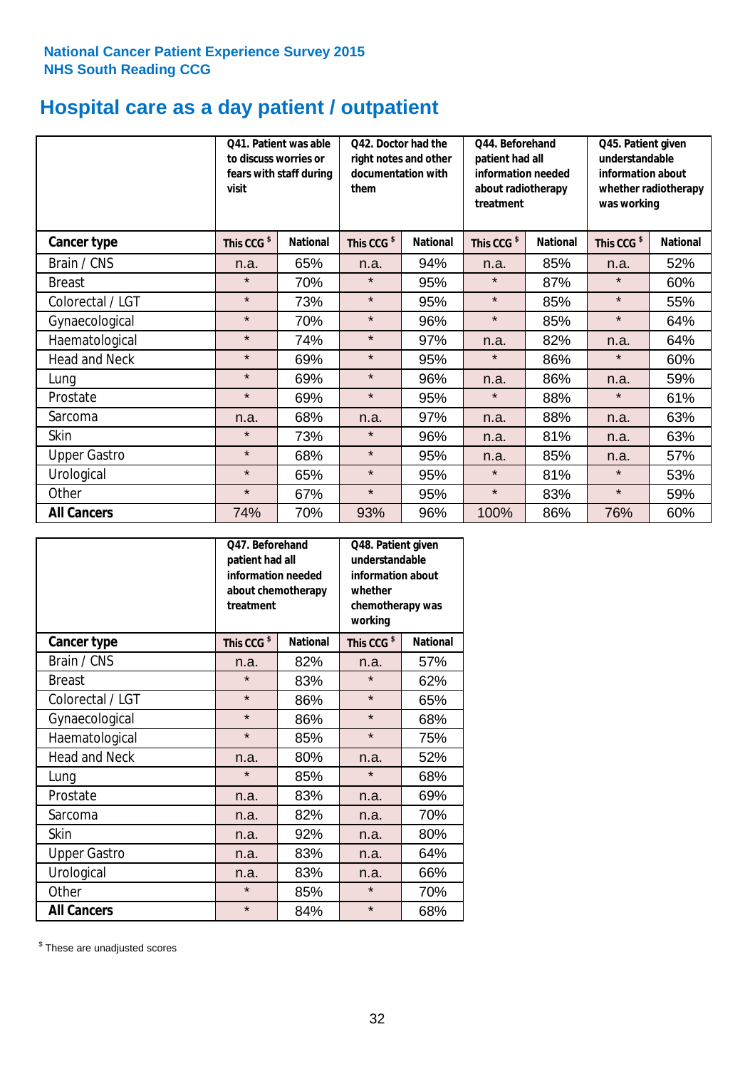National Cancer Patient Experience Survey 2015
NHS South Reading CCG

# Hospital care as a day patient / outpatient

| | Q41. Patient was able to discuss worries or fears with staff during visit | | Q42. Doctor had the right notes and other documentation with them | | Q44. Beforehand patient had all information needed about radiotherapy treatment | | Q45. Patient given understandable information about whether radiotherapy was working | |
|---|---|---|---|---|---|---|---|---|
| **Cancer type** | This CCG $ | National | This CCG $ | National | This CCG $ | National | This CCG $ | National |
| Brain / CNS | n.a. | 65% | n.a. | 94% | n.a. | 85% | n.a. | 52% |
| Breast | * | 70% | * | 95% | * | 87% | * | 60% |
| Colorectal / LGT | * | 73% | * | 95% | * | 85% | * | 55% |
| Gynaecological | * | 70% | * | 96% | * | 85% | * | 64% |
| Haematological | * | 74% | * | 97% | n.a. | 82% | n.a. | 64% |
| Head and Neck | * | 69% | * | 95% | * | 86% | * | 60% |
| Lung | * | 69% | * | 96% | n.a. | 86% | n.a. | 59% |
| Prostate | * | 69% | * | 95% | * | 88% | * | 61% |
| Sarcoma | n.a. | 68% | n.a. | 97% | n.a. | 88% | n.a. | 63% |
| Skin | * | 73% | * | 96% | n.a. | 81% | n.a. | 63% |
| Upper Gastro | * | 68% | * | 95% | n.a. | 85% | n.a. | 57% |
| Urological | * | 65% | * | 95% | * | 81% | * | 53% |
| Other | * | 67% | * | 95% | * | 83% | * | 59% |
| **All Cancers** | 74% | 70% | 93% | 96% | 100% | 86% | 76% | 60% |

| | Q47. Beforehand patient had all information needed about chemotherapy treatment | | Q48. Patient given understandable information about whether chemotherapy was working | |
|---|---|---|---|---|
| **Cancer type** | This CCG $ | National | This CCG $ | National |
| Brain / CNS | n.a. | 82% | n.a. | 57% |
| Breast | * | 83% | * | 62% |
| Colorectal / LGT | * | 86% | * | 65% |
| Gynaecological | * | 86% | * | 68% |
| Haematological | * | 85% | * | 75% |
| Head and Neck | n.a. | 80% | n.a. | 52% |
| Lung | * | 85% | * | 68% |
| Prostate | n.a. | 83% | n.a. | 69% |
| Sarcoma | n.a. | 82% | n.a. | 70% |
| Skin | n.a. | 92% | n.a. | 80% |
| Upper Gastro | n.a. | 83% | n.a. | 64% |
| Urological | n.a. | 83% | n.a. | 66% |
| Other | * | 85% | * | 70% |
| **All Cancers** | * | 84% | * | 68% |

$ These are unadjusted scores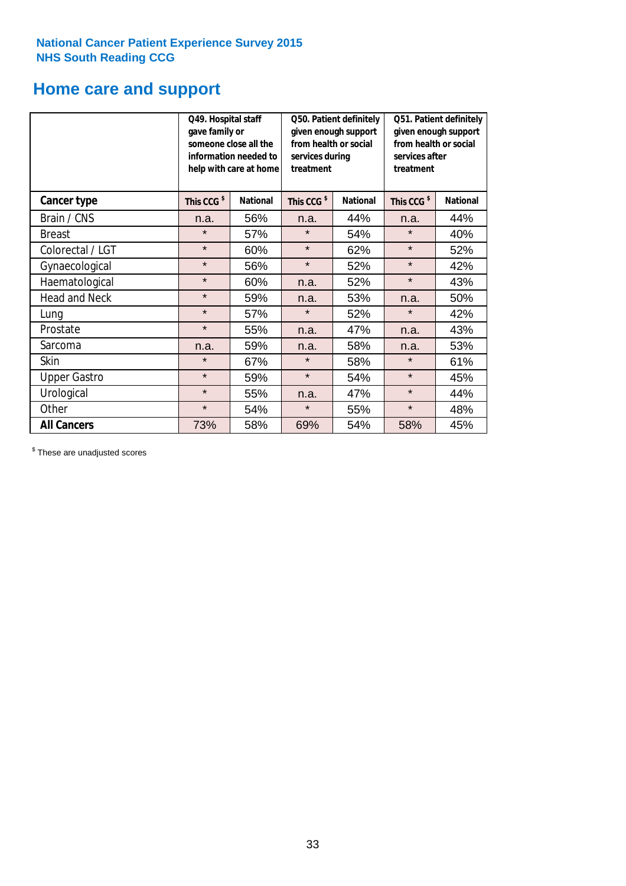National Cancer Patient Experience Survey 2015
NHS South Reading CCG

# Home care and support

| | Q49. Hospital staff gave family or someone close all the information needed to help with care at home | | Q50. Patient definitely given enough support from health or social services during treatment | | Q51. Patient definitely given enough support from health or social services after treatment | |
|---|---|---|---|---|---|---|
| **Cancer type** | **This CCG $** | **National** | **This CCG $** | **National** | **This CCG $** | **National** |
| Brain / CNS | n.a. | 56% | n.a. | 44% | n.a. | 44% |
| Breast | * | 57% | * | 54% | * | 40% |
| Colorectal / LGT | * | 60% | * | 62% | * | 52% |
| Gynaecological | * | 56% | * | 52% | * | 42% |
| Haematological | * | 60% | n.a. | 52% | * | 43% |
| Head and Neck | * | 59% | n.a. | 53% | n.a. | 50% |
| Lung | * | 57% | * | 52% | * | 42% |
| Prostate | * | 55% | n.a. | 47% | n.a. | 43% |
| Sarcoma | n.a. | 59% | n.a. | 58% | n.a. | 53% |
| Skin | * | 67% | * | 58% | * | 61% |
| Upper Gastro | * | 59% | * | 54% | * | 45% |
| Urological | * | 55% | n.a. | 47% | * | 44% |
| Other | * | 54% | * | 55% | * | 48% |
| **All Cancers** | 73% | 58% | 69% | 54% | 58% | 45% |

$ These are unadjusted scores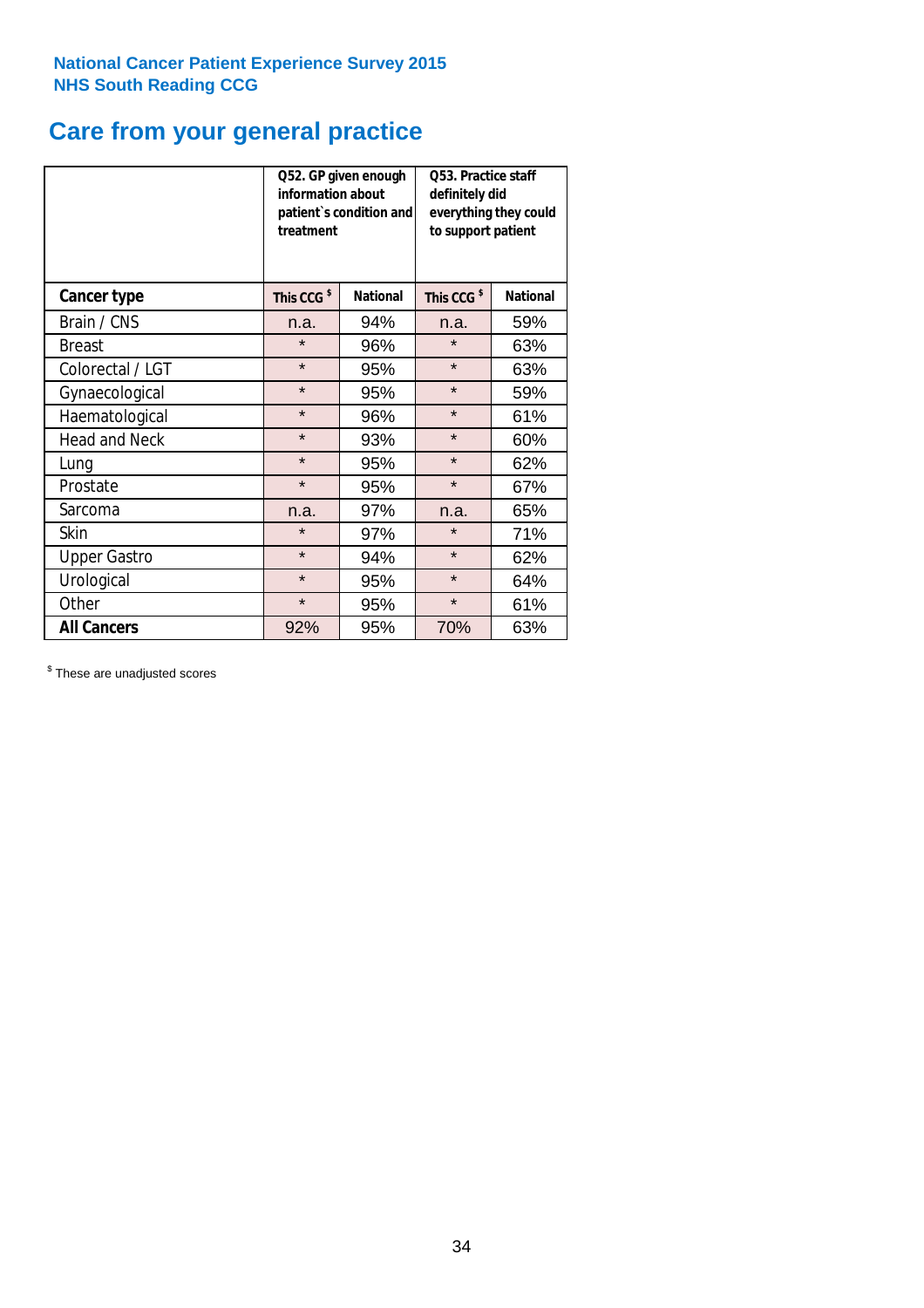**National Cancer Patient Experience Survey 2015**
**NHS South Reading CCG**

# Care from your general practice

| | Q52. GP given enough information about patient`s condition and treatment | | Q53. Practice staff definitely did everything they could to support patient | |
|---|---|---|---|---|
| **Cancer type** | **This CCG $** | **National** | **This CCG $** | **National** |
| Brain / CNS | n.a. | 94% | n.a. | 59% |
| Breast | * | 96% | * | 63% |
| Colorectal / LGT | * | 95% | * | 63% |
| Gynaecological | * | 95% | * | 59% |
| Haematological | * | 96% | * | 61% |
| Head and Neck | * | 93% | * | 60% |
| Lung | * | 95% | * | 62% |
| Prostate | * | 95% | * | 67% |
| Sarcoma | n.a. | 97% | n.a. | 65% |
| Skin | * | 97% | * | 71% |
| Upper Gastro | * | 94% | * | 62% |
| Urological | * | 95% | * | 64% |
| Other | * | 95% | * | 61% |
| **All Cancers** | 92% | 95% | 70% | 63% |

$ These are unadjusted scores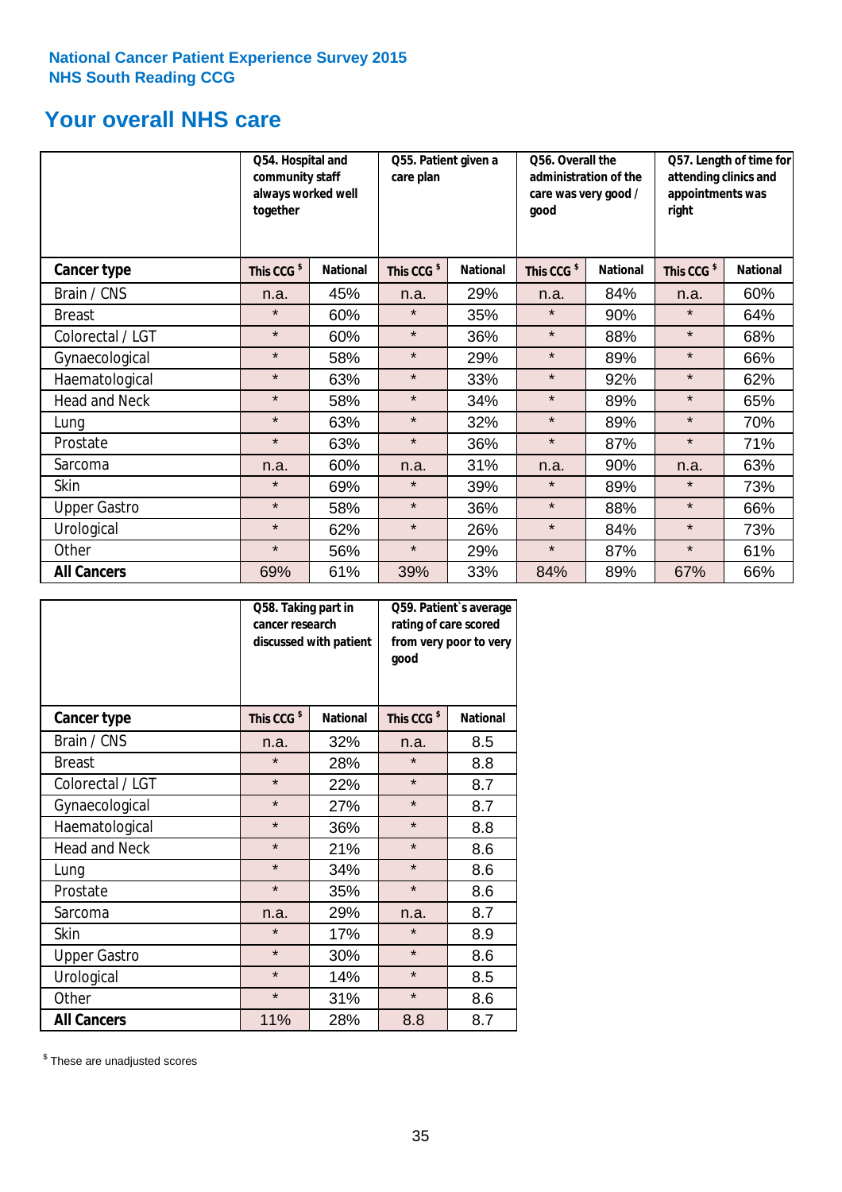National Cancer Patient Experience Survey 2015
NHS South Reading CCG

# Your overall NHS care

| | Q54. Hospital and community staff always worked well together | | Q55. Patient given a care plan | | Q56. Overall the administration of the care was very good / good | | Q57. Length of time for attending clinics and appointments was right | |
|---|---|---|---|---|---|---|---|---|
| **Cancer type** | This CCG $ | National | This CCG $ | National | This CCG $ | National | This CCG $ | National |
| Brain / CNS | n.a. | 45% | n.a. | 29% | n.a. | 84% | n.a. | 60% |
| Breast | * | 60% | * | 35% | * | 90% | * | 64% |
| Colorectal / LGT | * | 60% | * | 36% | * | 88% | * | 68% |
| Gynaecological | * | 58% | * | 29% | * | 89% | * | 66% |
| Haematological | * | 63% | * | 33% | * | 92% | * | 62% |
| Head and Neck | * | 58% | * | 34% | * | 89% | * | 65% |
| Lung | * | 63% | * | 32% | * | 89% | * | 70% |
| Prostate | * | 63% | * | 36% | * | 87% | * | 71% |
| Sarcoma | n.a. | 60% | n.a. | 31% | n.a. | 90% | n.a. | 63% |
| Skin | * | 69% | * | 39% | * | 89% | * | 73% |
| Upper Gastro | * | 58% | * | 36% | * | 88% | * | 66% |
| Urological | * | 62% | * | 26% | * | 84% | * | 73% |
| Other | * | 56% | * | 29% | * | 87% | * | 61% |
| **All Cancers** | 69% | 61% | 39% | 33% | 84% | 89% | 67% | 66% |

| | Q58. Taking part in cancer research discussed with patient | | Q59. Patient`s average rating of care scored from very poor to very good | |
|---|---|---|---|---|
| **Cancer type** | This CCG $ | National | This CCG $ | National |
| Brain / CNS | n.a. | 32% | n.a. | 8.5 |
| Breast | * | 28% | * | 8.8 |
| Colorectal / LGT | * | 22% | * | 8.7 |
| Gynaecological | * | 27% | * | 8.7 |
| Haematological | * | 36% | * | 8.8 |
| Head and Neck | * | 21% | * | 8.6 |
| Lung | * | 34% | * | 8.6 |
| Prostate | * | 35% | * | 8.6 |
| Sarcoma | n.a. | 29% | n.a. | 8.7 |
| Skin | * | 17% | * | 8.9 |
| Upper Gastro | * | 30% | * | 8.6 |
| Urological | * | 14% | * | 8.5 |
| Other | * | 31% | * | 8.6 |
| **All Cancers** | 11% | 28% | 8.8 | 8.7 |

$ These are unadjusted scores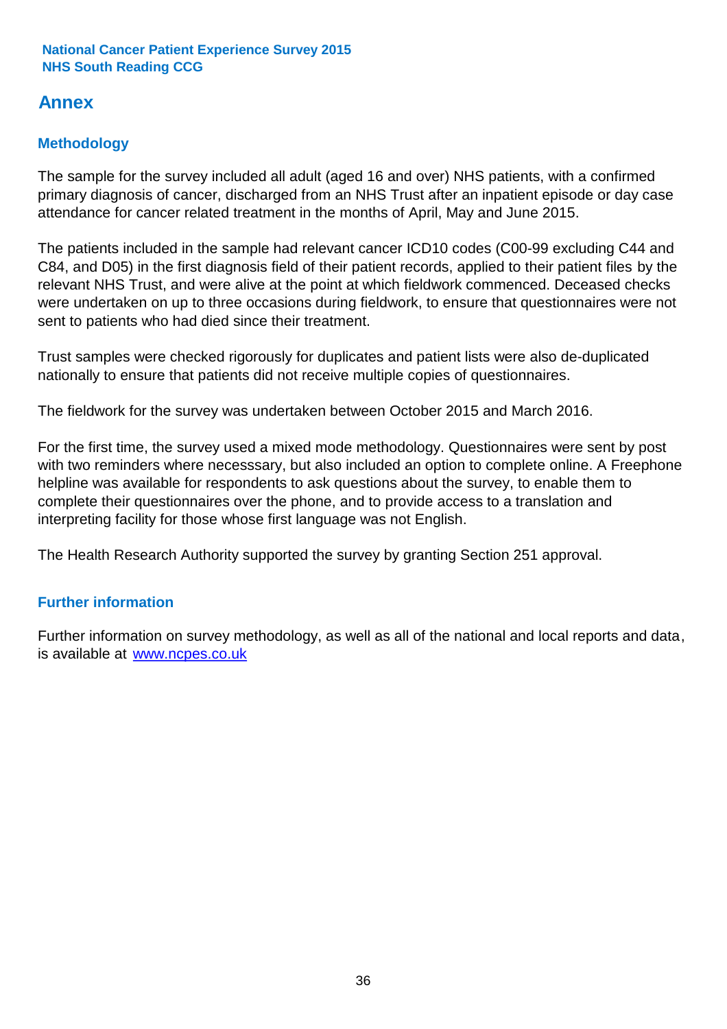## Annex

### Methodology

The sample for the survey included all adult (aged 16 and over) NHS patients, with a confirmed primary diagnosis of cancer, discharged from an NHS Trust after an inpatient episode or day case attendance for cancer related treatment in the months of April, May and June 2015.

The patients included in the sample had relevant cancer ICD10 codes (C00-99 excluding C44 and C84, and D05) in the first diagnosis field of their patient records, applied to their patient files by the relevant NHS Trust, and were alive at the point at which fieldwork commenced. Deceased checks were undertaken on up to three occasions during fieldwork, to ensure that questionnaires were not sent to patients who had died since their treatment.

Trust samples were checked rigorously for duplicates and patient lists were also de-duplicated nationally to ensure that patients did not receive multiple copies of questionnaires.

The fieldwork for the survey was undertaken between October 2015 and March 2016.

For the first time, the survey used a mixed mode methodology. Questionnaires were sent by post with two reminders where necesssary, but also included an option to complete online. A Freephone helpline was available for respondents to ask questions about the survey, to enable them to complete their questionnaires over the phone, and to provide access to a translation and interpreting facility for those whose first language was not English.

The Health Research Authority supported the survey by granting Section 251 approval.

### Further information

Further information on survey methodology, as well as all of the national and local reports and data, is available at [www.ncpes.co.uk](http://www.ncpes.co.uk)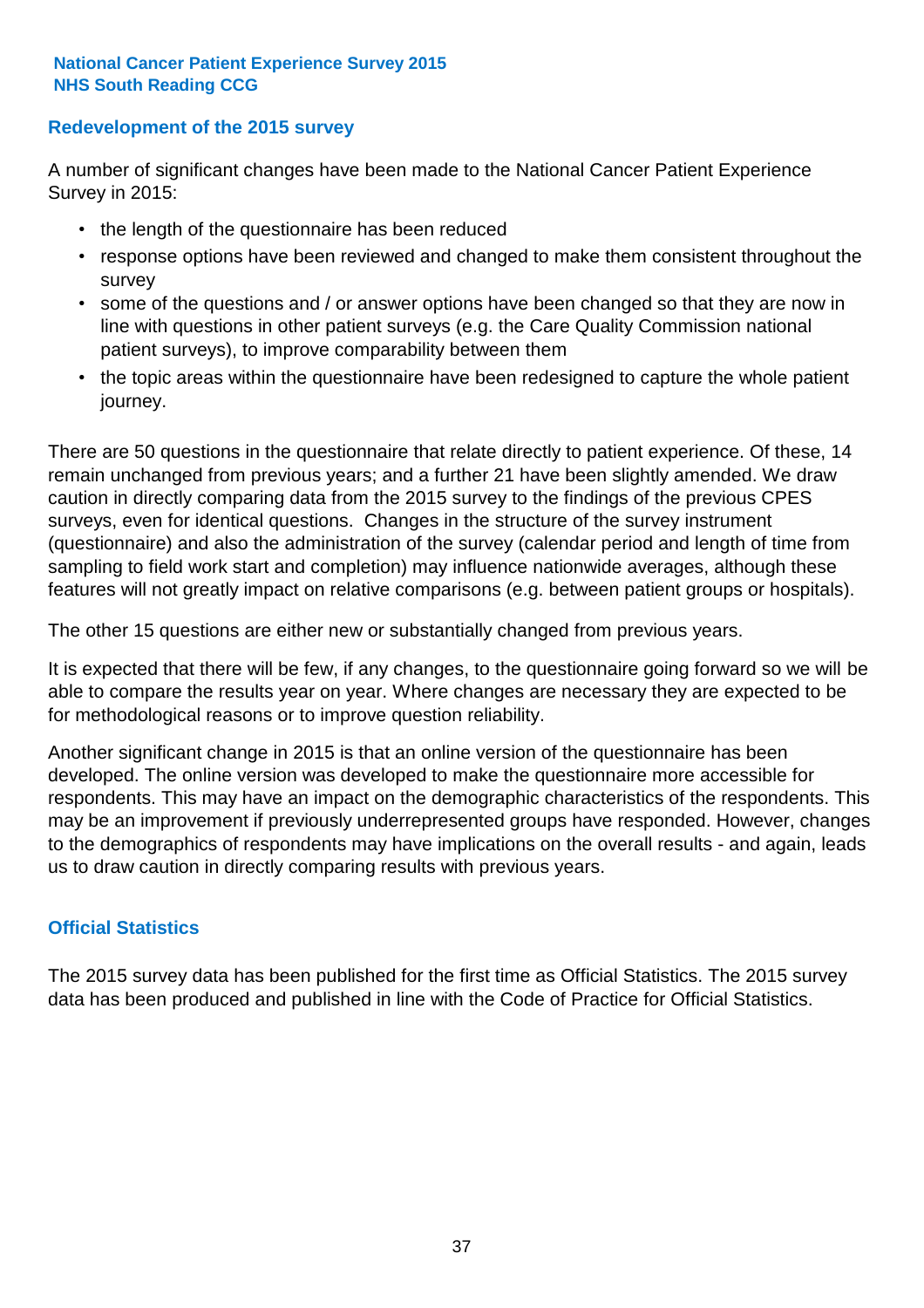## Redevelopment of the 2015 survey

A number of significant changes have been made to the National Cancer Patient Experience Survey in 2015:

- the length of the questionnaire has been reduced
- response options have been reviewed and changed to make them consistent throughout the survey
- some of the questions and / or answer options have been changed so that they are now in line with questions in other patient surveys (e.g. the Care Quality Commission national patient surveys), to improve comparability between them
- the topic areas within the questionnaire have been redesigned to capture the whole patient journey.

There are 50 questions in the questionnaire that relate directly to patient experience. Of these, 14 remain unchanged from previous years; and a further 21 have been slightly amended. We draw caution in directly comparing data from the 2015 survey to the findings of the previous CPES surveys, even for identical questions. Changes in the structure of the survey instrument (questionnaire) and also the administration of the survey (calendar period and length of time from sampling to field work start and completion) may influence nationwide averages, although these features will not greatly impact on relative comparisons (e.g. between patient groups or hospitals).

The other 15 questions are either new or substantially changed from previous years.

It is expected that there will be few, if any changes, to the questionnaire going forward so we will be able to compare the results year on year. Where changes are necessary they are expected to be for methodological reasons or to improve question reliability.

Another significant change in 2015 is that an online version of the questionnaire has been developed. The online version was developed to make the questionnaire more accessible for respondents. This may have an impact on the demographic characteristics of the respondents. This may be an improvement if previously underrepresented groups have responded. However, changes to the demographics of respondents may have implications on the overall results - and again, leads us to draw caution in directly comparing results with previous years.

## Official Statistics

The 2015 survey data has been published for the first time as Official Statistics. The 2015 survey data has been produced and published in line with the Code of Practice for Official Statistics.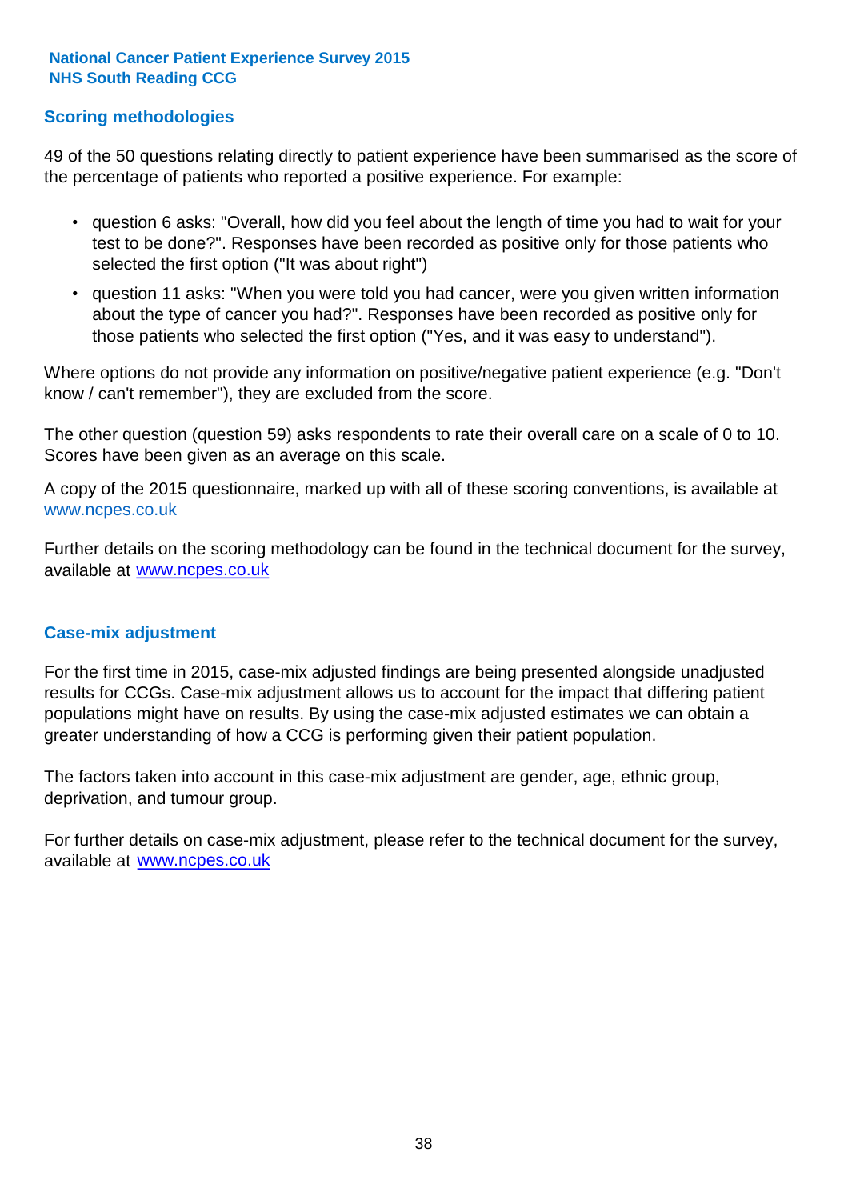## Scoring methodologies

49 of the 50 questions relating directly to patient experience have been summarised as the score of the percentage of patients who reported a positive experience. For example:

- question 6 asks: "Overall, how did you feel about the length of time you had to wait for your test to be done?". Responses have been recorded as positive only for those patients who selected the first option ("It was about right")
- question 11 asks: "When you were told you had cancer, were you given written information about the type of cancer you had?". Responses have been recorded as positive only for those patients who selected the first option ("Yes, and it was easy to understand").

Where options do not provide any information on positive/negative patient experience (e.g. "Don't know / can't remember"), they are excluded from the score.

The other question (question 59) asks respondents to rate their overall care on a scale of 0 to 10. Scores have been given as an average on this scale.

A copy of the 2015 questionnaire, marked up with all of these scoring conventions, is available at www.ncpes.co.uk

Further details on the scoring methodology can be found in the technical document for the survey, available at www.ncpes.co.uk

## Case-mix adjustment

For the first time in 2015, case-mix adjusted findings are being presented alongside unadjusted results for CCGs. Case-mix adjustment allows us to account for the impact that differing patient populations might have on results. By using the case-mix adjusted estimates we can obtain a greater understanding of how a CCG is performing given their patient population.

The factors taken into account in this case-mix adjustment are gender, age, ethnic group, deprivation, and tumour group.

For further details on case-mix adjustment, please refer to the technical document for the survey, available at www.ncpes.co.uk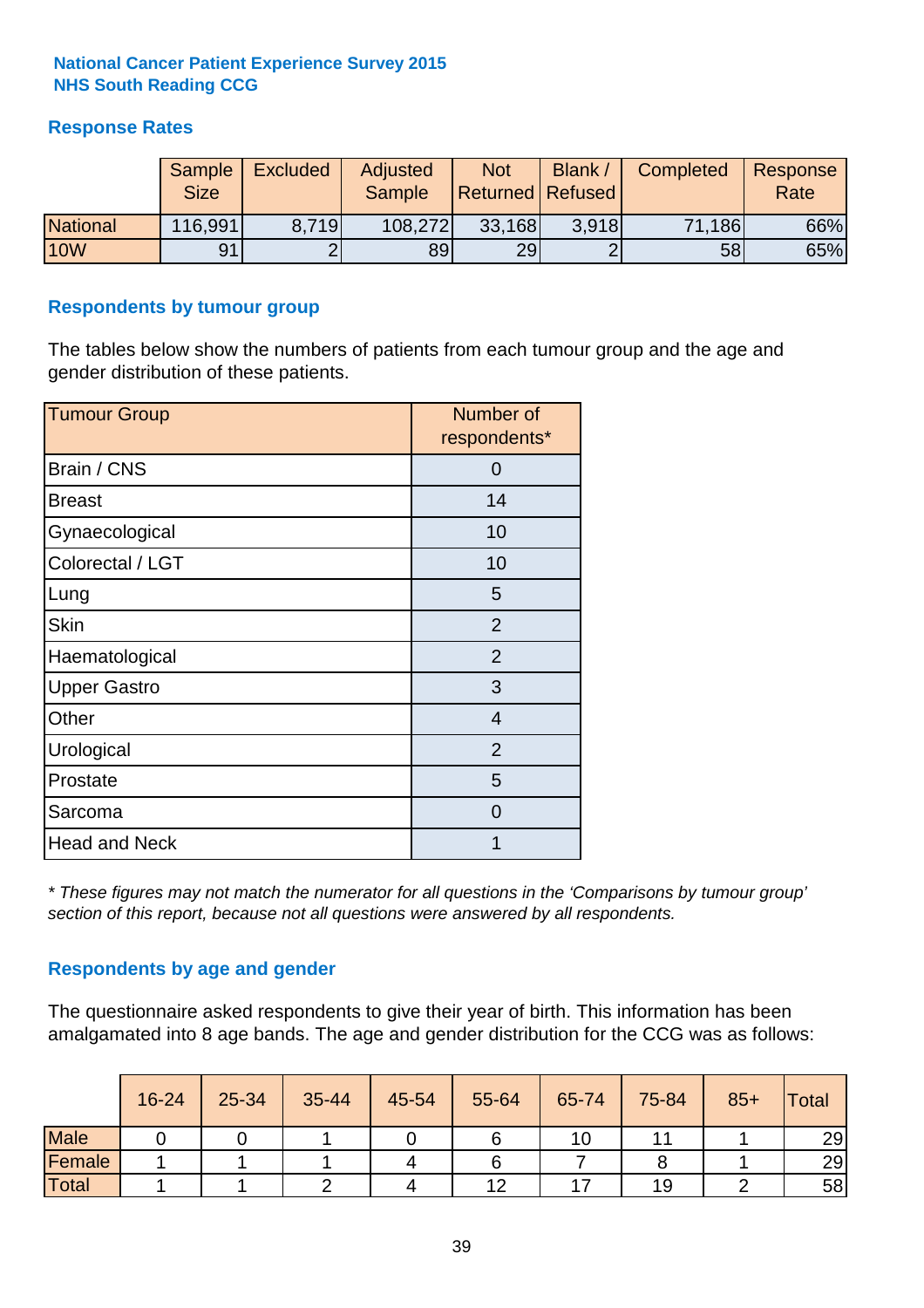**National Cancer Patient Experience Survey 2015**
**NHS South Reading CCG**

## Response Rates

| | Sample Size | Excluded | Adjusted Sample | Not Returned | Blank / Refused | Completed | Response Rate |
|---|---|---|---|---|---|---|---|
| National | 116,991 | 8,719 | 108,272 | 33,168 | 3,918 | 71,186 | 66% |
| 10W | 91 | 2 | 89 | 29 | 2 | 58 | 65% |

## Respondents by tumour group

The tables below show the numbers of patients from each tumour group and the age and gender distribution of these patients.

| Tumour Group | Number of respondents* |
|---|---|
| Brain / CNS | 0 |
| Breast | 14 |
| Gynaecological | 10 |
| Colorectal / LGT | 10 |
| Lung | 5 |
| Skin | 2 |
| Haematological | 2 |
| Upper Gastro | 3 |
| Other | 4 |
| Urological | 2 |
| Prostate | 5 |
| Sarcoma | 0 |
| Head and Neck | 1 |

*\* These figures may not match the numerator for all questions in the 'Comparisons by tumour group' section of this report, because not all questions were answered by all respondents.*

## Respondents by age and gender

The questionnaire asked respondents to give their year of birth. This information has been amalgamated into 8 age bands. The age and gender distribution for the CCG was as follows:

| | 16-24 | 25-34 | 35-44 | 45-54 | 55-64 | 65-74 | 75-84 | 85+ | Total |
|---|---|---|---|---|---|---|---|---|---|
| Male | 0 | 0 | 1 | 0 | 6 | 10 | 11 | 1 | 29 |
| Female | 1 | 1 | 1 | 4 | 6 | 7 | 8 | 1 | 29 |
| Total | 1 | 1 | 2 | 4 | 12 | 17 | 19 | 2 | 58 |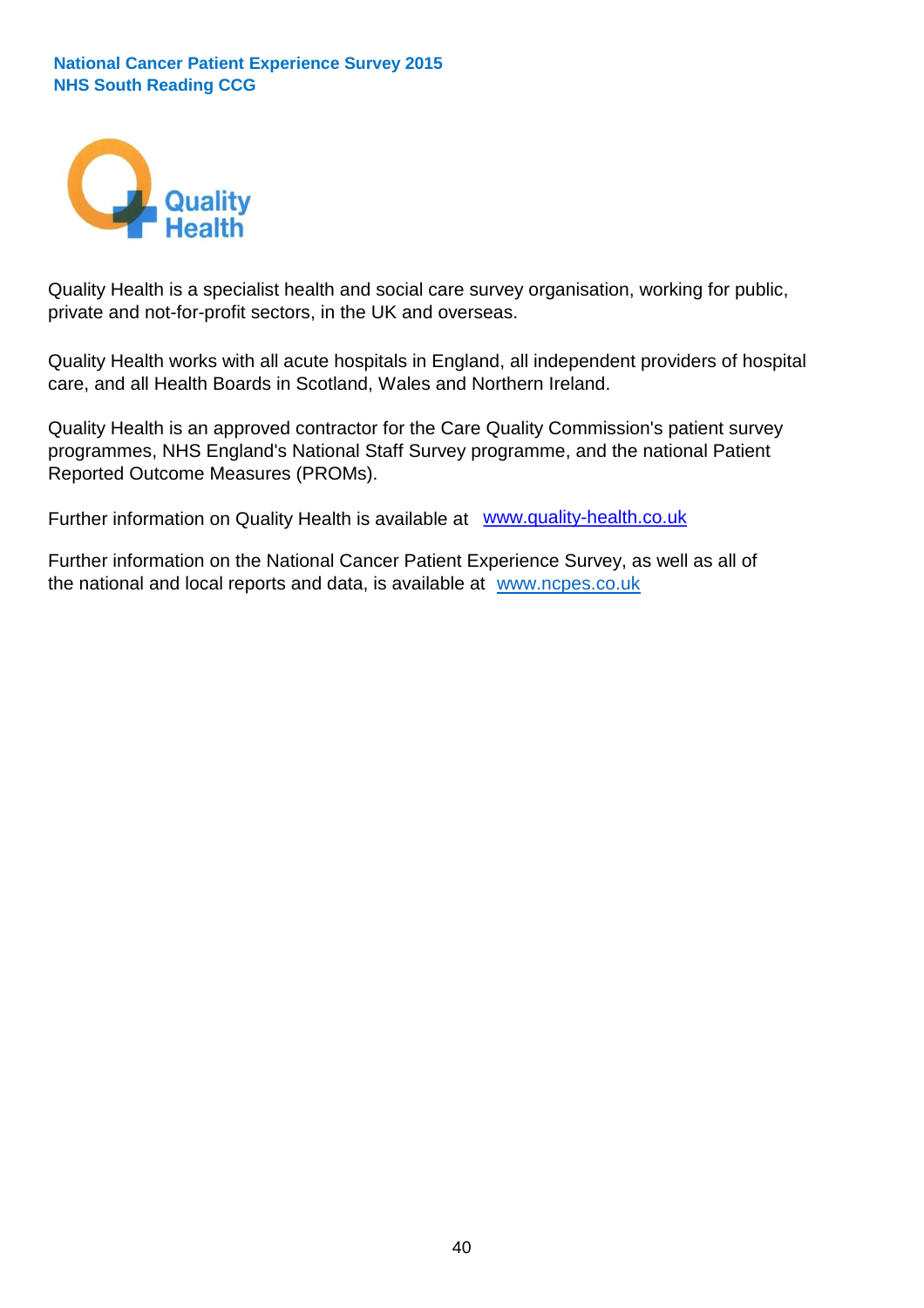Quality Health is a specialist health and social care survey organisation, working for public, private and not-for-profit sectors, in the UK and overseas.

Quality Health works with all acute hospitals in England, all independent providers of hospital care, and all Health Boards in Scotland, Wales and Northern Ireland.

Quality Health is an approved contractor for the Care Quality Commission's patient survey programmes, NHS England's National Staff Survey programme, and the national Patient Reported Outcome Measures (PROMs).

Further information on Quality Health is available at www.quality-health.co.uk

Further information on the National Cancer Patient Experience Survey, as well as all of the national and local reports and data, is available at www.ncpes.co.uk